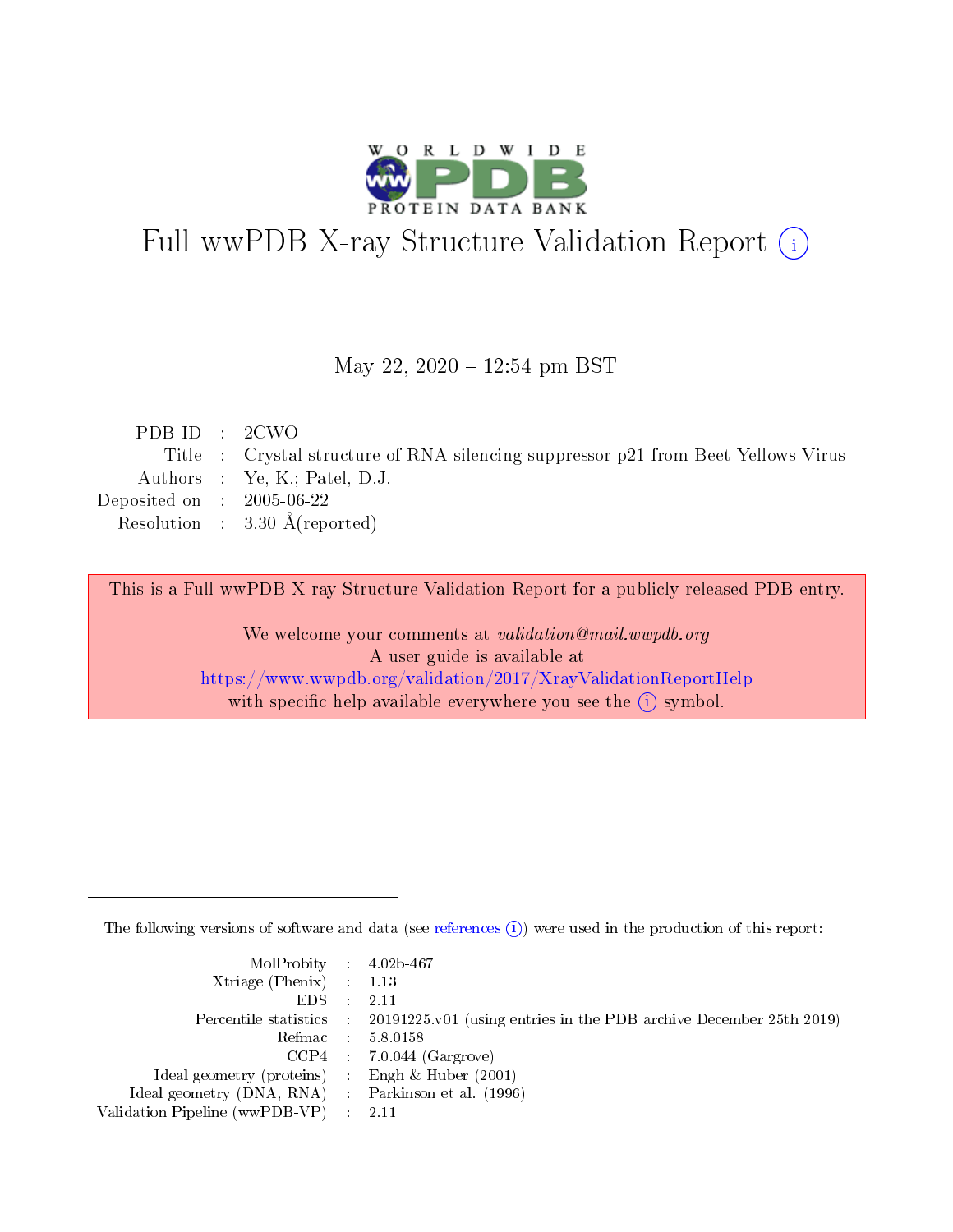# Full wwPDB X-ray Structure Validation Report (i)

May 22, 2020 – 12:54 pm BST

| | | |
|---|---|---|
| PDB ID | : | 2CWO |
| Title | : | Crystal structure of RNA silencing suppressor p21 from Beet Yellows Virus |
| Authors | : | Ye, K.; Patel, D.J. |
| Deposited on | : | 2005-06-22 |
| Resolution | : | 3.30 Å(reported) |

This is a Full wwPDB X-ray Structure Validation Report for a publicly released PDB entry.

We welcome your comments at *validation@mail.wwpdb.org*
A user guide is available at
https://www.wwpdb.org/validation/2017/XrayValidationReportHelp
with specific help available everywhere you see the (i) symbol.

---

The following versions of software and data (see references (i)) were used in the production of this report:

| | | |
|---|---|---|
| MolProbity | : | 4.02b-467 |
| Xtriage (Phenix) | : | 1.13 |
| EDS | : | 2.11 |
| Percentile statistics | : | 20191225.v01 (using entries in the PDB archive December 25th 2019) |
| Refmac | : | 5.8.0158 |
| CCP4 | : | 7.0.044 (Gargrove) |
| Ideal geometry (proteins) | : | Engh & Huber (2001) |
| Ideal geometry (DNA, RNA) | : | Parkinson et al. (1996) |
| Validation Pipeline (wwPDB-VP) | : | 2.11 |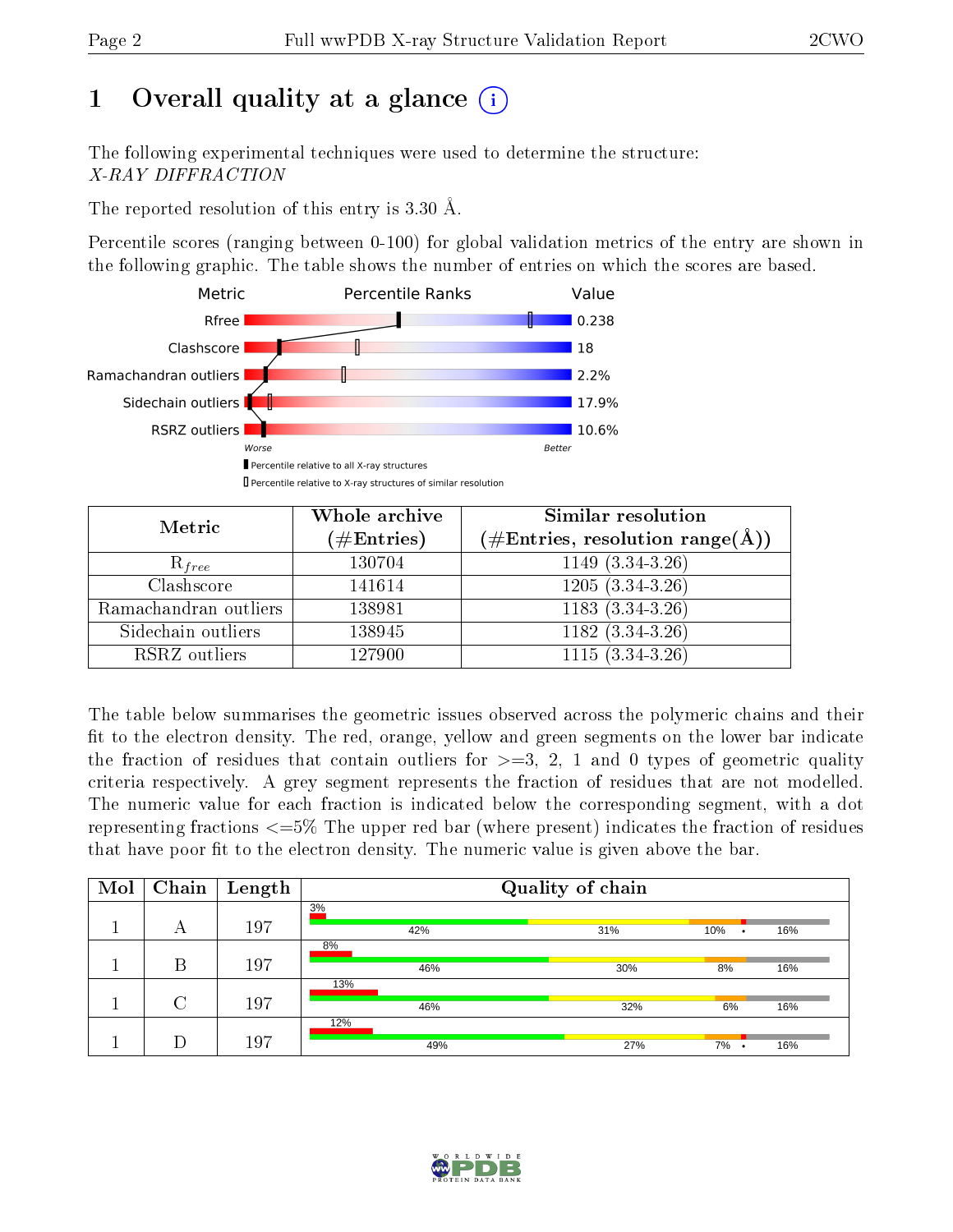# 1 Overall quality at a glance (i)

The following experimental techniques were used to determine the structure:
*X-RAY DIFFRACTION*

The reported resolution of this entry is 3.30 Å.

Percentile scores (ranging between 0-100) for global validation metrics of the entry are shown in the following graphic. The table shows the number of entries on which the scores are based.

| Metric | Value |
|---|---|
| Rfree | 0.238 |
| Clashscore | 18 |
| Ramachandran outliers | 2.2% |
| Sidechain outliers | 17.9% |
| RSRZ outliers | 10.6% |

Worse — Better

■ Percentile relative to all X-ray structures
□ Percentile relative to X-ray structures of similar resolution

| Metric | Whole archive (#Entries) | Similar resolution (#Entries, resolution range(Å)) |
|---|---|---|
| $R_{free}$ | 130704 | 1149 (3.34-3.26) |
| Clashscore | 141614 | 1205 (3.34-3.26) |
| Ramachandran outliers | 138981 | 1183 (3.34-3.26) |
| Sidechain outliers | 138945 | 1182 (3.34-3.26) |
| RSRZ outliers | 127900 | 1115 (3.34-3.26) |

The table below summarises the geometric issues observed across the polymeric chains and their fit to the electron density. The red, orange, yellow and green segments on the lower bar indicate the fraction of residues that contain outliers for >=3, 2, 1 and 0 types of geometric quality criteria respectively. A grey segment represents the fraction of residues that are not modelled. The numeric value for each fraction is indicated below the corresponding segment, with a dot representing fractions <=5% The upper red bar (where present) indicates the fraction of residues that have poor fit to the electron density. The numeric value is given above the bar.

| Mol | Chain | Length | Quality of chain |
|---|---|---|---|
| 1 | A | 197 | 3% / 42% , 31% , 10% , • , 16% |
| 1 | B | 197 | 8% / 46% , 30% , 8% , 16% |
| 1 | C | 197 | 13% / 46% , 32% , 6% , 16% |
| 1 | D | 197 | 12% / 49% , 27% , 7% , • , 16% |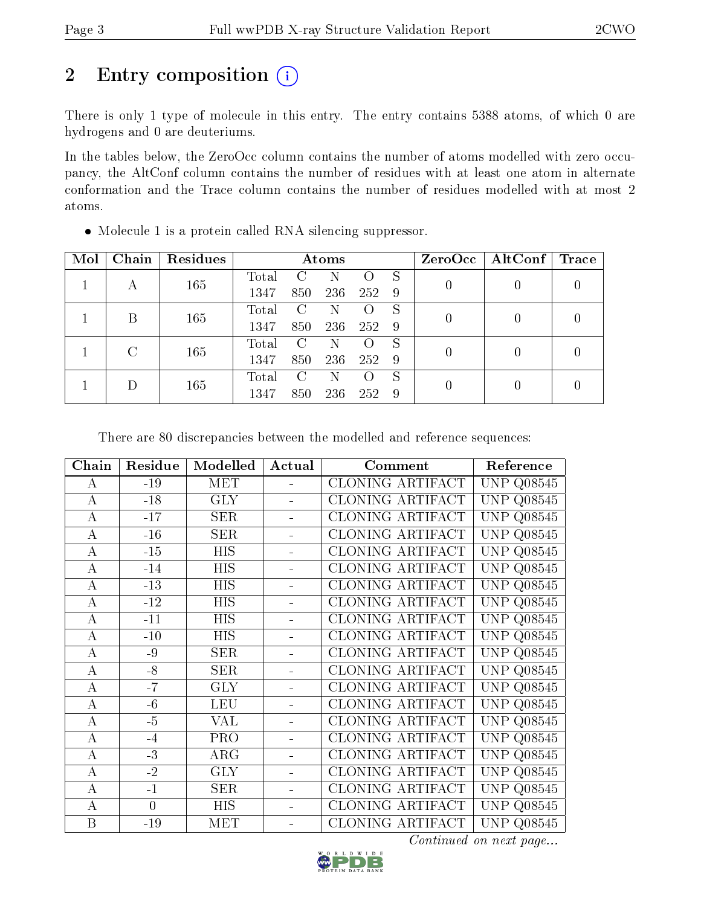# 2 Entry composition

There is only 1 type of molecule in this entry. The entry contains 5388 atoms, of which 0 are hydrogens and 0 are deuteriums.

In the tables below, the ZeroOcc column contains the number of atoms modelled with zero occupancy, the AltConf column contains the number of residues with at least one atom in alternate conformation and the Trace column contains the number of residues modelled with at most 2 atoms.

- Molecule 1 is a protein called RNA silencing suppressor.

| Mol | Chain | Residues | Atoms | | | | | ZeroOcc | AltConf | Trace |
|---|---|---|---|---|---|---|---|---|---|---|
| 1 | A | 165 | Total | C | N | O | S | 0 | 0 | 0 |
| | | | 1347 | 850 | 236 | 252 | 9 | | | |
| 1 | B | 165 | Total | C | N | O | S | 0 | 0 | 0 |
| | | | 1347 | 850 | 236 | 252 | 9 | | | |
| 1 | C | 165 | Total | C | N | O | S | 0 | 0 | 0 |
| | | | 1347 | 850 | 236 | 252 | 9 | | | |
| 1 | D | 165 | Total | C | N | O | S | 0 | 0 | 0 |
| | | | 1347 | 850 | 236 | 252 | 9 | | | |

There are 80 discrepancies between the modelled and reference sequences:

| Chain | Residue | Modelled | Actual | Comment | Reference |
|---|---|---|---|---|---|
| A | -19 | MET | - | CLONING ARTIFACT | UNP Q08545 |
| A | -18 | GLY | - | CLONING ARTIFACT | UNP Q08545 |
| A | -17 | SER | - | CLONING ARTIFACT | UNP Q08545 |
| A | -16 | SER | - | CLONING ARTIFACT | UNP Q08545 |
| A | -15 | HIS | - | CLONING ARTIFACT | UNP Q08545 |
| A | -14 | HIS | - | CLONING ARTIFACT | UNP Q08545 |
| A | -13 | HIS | - | CLONING ARTIFACT | UNP Q08545 |
| A | -12 | HIS | - | CLONING ARTIFACT | UNP Q08545 |
| A | -11 | HIS | - | CLONING ARTIFACT | UNP Q08545 |
| A | -10 | HIS | - | CLONING ARTIFACT | UNP Q08545 |
| A | -9 | SER | - | CLONING ARTIFACT | UNP Q08545 |
| A | -8 | SER | - | CLONING ARTIFACT | UNP Q08545 |
| A | -7 | GLY | - | CLONING ARTIFACT | UNP Q08545 |
| A | -6 | LEU | - | CLONING ARTIFACT | UNP Q08545 |
| A | -5 | VAL | - | CLONING ARTIFACT | UNP Q08545 |
| A | -4 | PRO | - | CLONING ARTIFACT | UNP Q08545 |
| A | -3 | ARG | - | CLONING ARTIFACT | UNP Q08545 |
| A | -2 | GLY | - | CLONING ARTIFACT | UNP Q08545 |
| A | -1 | SER | - | CLONING ARTIFACT | UNP Q08545 |
| A | 0 | HIS | - | CLONING ARTIFACT | UNP Q08545 |
| B | -19 | MET | - | CLONING ARTIFACT | UNP Q08545 |

*Continued on next page...*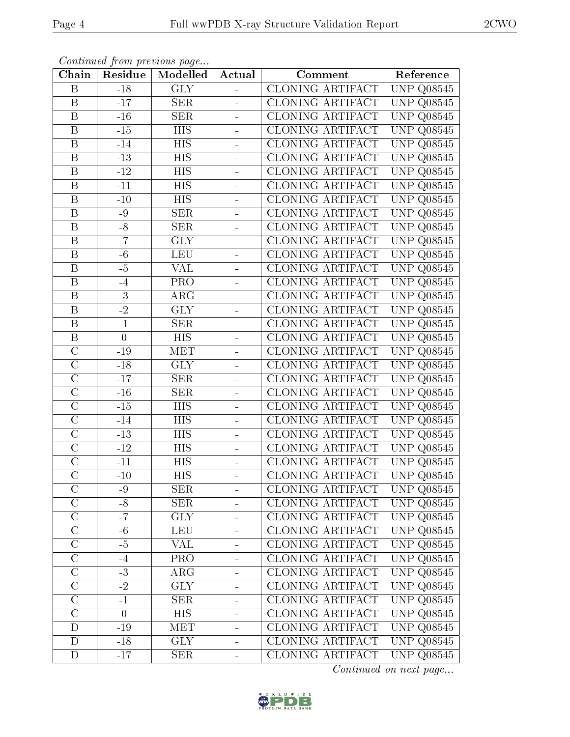*Continued from previous page...*

| Chain | Residue | Modelled | Actual | Comment | Reference |
|---|---|---|---|---|---|
| B | -18 | GLY | - | CLONING ARTIFACT | UNP Q08545 |
| B | -17 | SER | - | CLONING ARTIFACT | UNP Q08545 |
| B | -16 | SER | - | CLONING ARTIFACT | UNP Q08545 |
| B | -15 | HIS | - | CLONING ARTIFACT | UNP Q08545 |
| B | -14 | HIS | - | CLONING ARTIFACT | UNP Q08545 |
| B | -13 | HIS | - | CLONING ARTIFACT | UNP Q08545 |
| B | -12 | HIS | - | CLONING ARTIFACT | UNP Q08545 |
| B | -11 | HIS | - | CLONING ARTIFACT | UNP Q08545 |
| B | -10 | HIS | - | CLONING ARTIFACT | UNP Q08545 |
| B | -9 | SER | - | CLONING ARTIFACT | UNP Q08545 |
| B | -8 | SER | - | CLONING ARTIFACT | UNP Q08545 |
| B | -7 | GLY | - | CLONING ARTIFACT | UNP Q08545 |
| B | -6 | LEU | - | CLONING ARTIFACT | UNP Q08545 |
| B | -5 | VAL | - | CLONING ARTIFACT | UNP Q08545 |
| B | -4 | PRO | - | CLONING ARTIFACT | UNP Q08545 |
| B | -3 | ARG | - | CLONING ARTIFACT | UNP Q08545 |
| B | -2 | GLY | - | CLONING ARTIFACT | UNP Q08545 |
| B | -1 | SER | - | CLONING ARTIFACT | UNP Q08545 |
| B | 0 | HIS | - | CLONING ARTIFACT | UNP Q08545 |
| C | -19 | MET | - | CLONING ARTIFACT | UNP Q08545 |
| C | -18 | GLY | - | CLONING ARTIFACT | UNP Q08545 |
| C | -17 | SER | - | CLONING ARTIFACT | UNP Q08545 |
| C | -16 | SER | - | CLONING ARTIFACT | UNP Q08545 |
| C | -15 | HIS | - | CLONING ARTIFACT | UNP Q08545 |
| C | -14 | HIS | - | CLONING ARTIFACT | UNP Q08545 |
| C | -13 | HIS | - | CLONING ARTIFACT | UNP Q08545 |
| C | -12 | HIS | - | CLONING ARTIFACT | UNP Q08545 |
| C | -11 | HIS | - | CLONING ARTIFACT | UNP Q08545 |
| C | -10 | HIS | - | CLONING ARTIFACT | UNP Q08545 |
| C | -9 | SER | - | CLONING ARTIFACT | UNP Q08545 |
| C | -8 | SER | - | CLONING ARTIFACT | UNP Q08545 |
| C | -7 | GLY | - | CLONING ARTIFACT | UNP Q08545 |
| C | -6 | LEU | - | CLONING ARTIFACT | UNP Q08545 |
| C | -5 | VAL | - | CLONING ARTIFACT | UNP Q08545 |
| C | -4 | PRO | - | CLONING ARTIFACT | UNP Q08545 |
| C | -3 | ARG | - | CLONING ARTIFACT | UNP Q08545 |
| C | -2 | GLY | - | CLONING ARTIFACT | UNP Q08545 |
| C | -1 | SER | - | CLONING ARTIFACT | UNP Q08545 |
| C | 0 | HIS | - | CLONING ARTIFACT | UNP Q08545 |
| D | -19 | MET | - | CLONING ARTIFACT | UNP Q08545 |
| D | -18 | GLY | - | CLONING ARTIFACT | UNP Q08545 |
| D | -17 | SER | - | CLONING ARTIFACT | UNP Q08545 |

*Continued on next page...*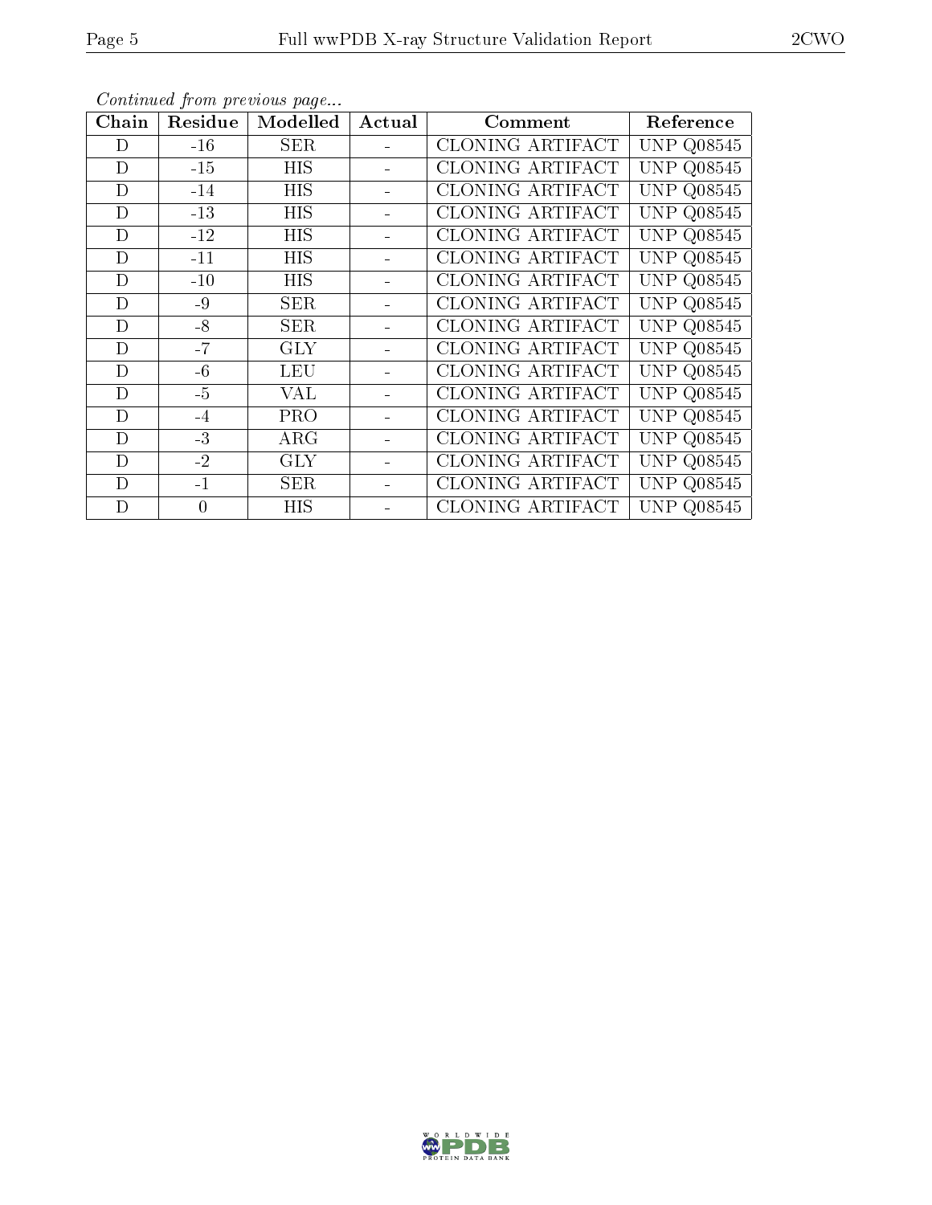*Continued from previous page...*

| Chain | Residue | Modelled | Actual | Comment | Reference |
|---|---|---|---|---|---|
| D | -16 | SER | - | CLONING ARTIFACT | UNP Q08545 |
| D | -15 | HIS | - | CLONING ARTIFACT | UNP Q08545 |
| D | -14 | HIS | - | CLONING ARTIFACT | UNP Q08545 |
| D | -13 | HIS | - | CLONING ARTIFACT | UNP Q08545 |
| D | -12 | HIS | - | CLONING ARTIFACT | UNP Q08545 |
| D | -11 | HIS | - | CLONING ARTIFACT | UNP Q08545 |
| D | -10 | HIS | - | CLONING ARTIFACT | UNP Q08545 |
| D | -9 | SER | - | CLONING ARTIFACT | UNP Q08545 |
| D | -8 | SER | - | CLONING ARTIFACT | UNP Q08545 |
| D | -7 | GLY | - | CLONING ARTIFACT | UNP Q08545 |
| D | -6 | LEU | - | CLONING ARTIFACT | UNP Q08545 |
| D | -5 | VAL | - | CLONING ARTIFACT | UNP Q08545 |
| D | -4 | PRO | - | CLONING ARTIFACT | UNP Q08545 |
| D | -3 | ARG | - | CLONING ARTIFACT | UNP Q08545 |
| D | -2 | GLY | - | CLONING ARTIFACT | UNP Q08545 |
| D | -1 | SER | - | CLONING ARTIFACT | UNP Q08545 |
| D | 0 | HIS | - | CLONING ARTIFACT | UNP Q08545 |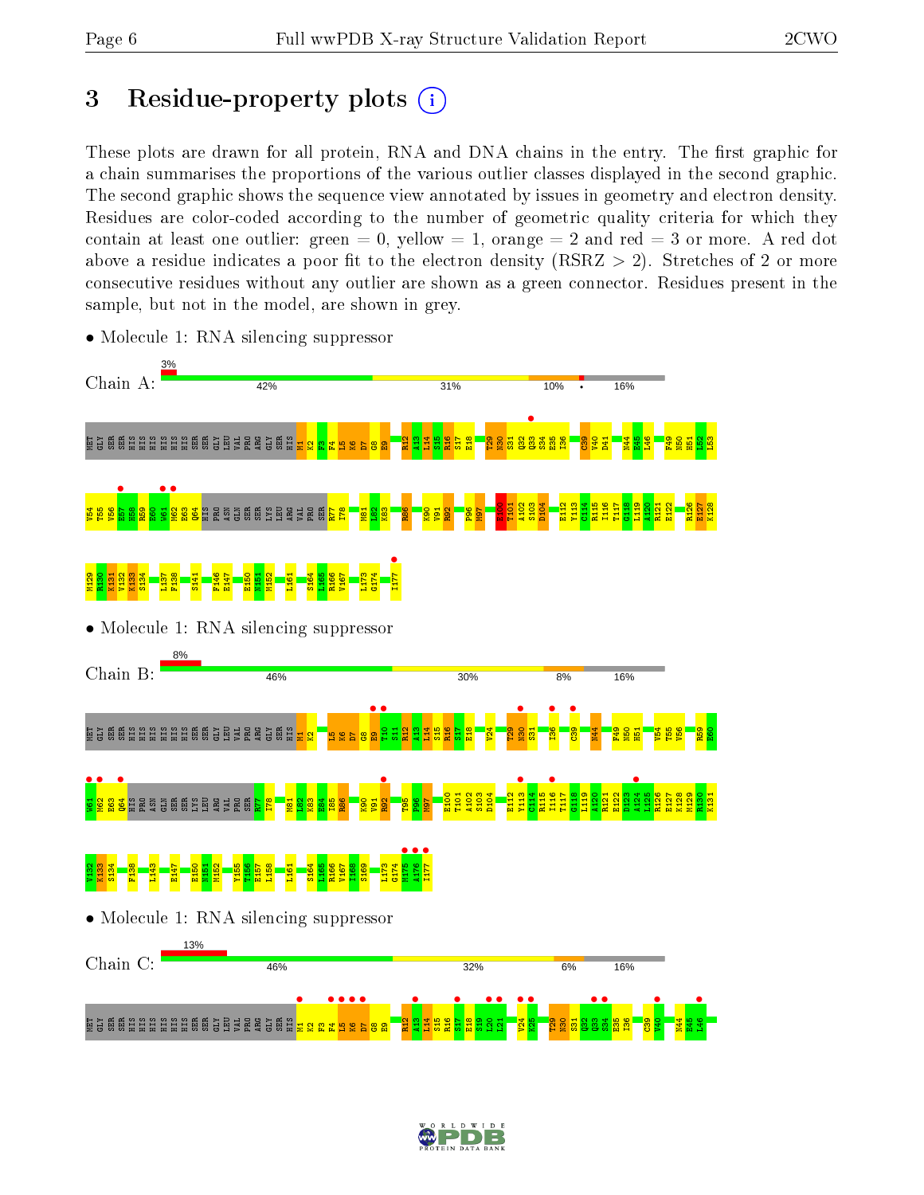# 3 Residue-property plots

These plots are drawn for all protein, RNA and DNA chains in the entry. The first graphic for a chain summarises the proportions of the various outlier classes displayed in the second graphic. The second graphic shows the sequence view annotated by issues in geometry and electron density. Residues are color-coded according to the number of geometric quality criteria for which they contain at least one outlier: green = 0, yellow = 1, orange = 2 and red = 3 or more. A red dot above a residue indicates a poor fit to the electron density (RSRZ > 2). Stretches of 2 or more consecutive residues without any outlier are shown as a green connector. Residues present in the sample, but not in the model, are shown in grey.

- Molecule 1: RNA silencing suppressor

Chain A: 3% | 42% | 31% | 10% | • | 16%

MET GLY SER SER HIS HIS HIS HIS HIS HIS SER SER GLY LEU VAL PRO ARG GLY SER HIS M1 K2 F3 F4 L5 K6 D7 G8 E9 R12 A13 L14 S15 R16 S17 E18 T29 N30 S31 Q32 Q33 S34 E35 I36 C39 V40 D41 N44 E45 L46 F49 N50 H51 L52 L53 V54 T55 V56 E57 R58 R59 E60 W61 M62 E63 Q64 HIS PRO ASN GLN SER SER LYS LEU ARG VAL PRO SER R77 I78 M81 I82 K83 R86 K90 V91 R92 P96 M97 E100 T101 A102 S103 D104 E112 Y113 C114 R115 I116 T117 G118 L119 A120 R121 E122 R126 E127 K128 M129 R130 K131 V132 K133 S134 L137 F138 S141 F146 E147 E150 N151 M152 L161 S164 L165 R166 V167 L173 G174 I177

- Molecule 1: RNA silencing suppressor

Chain B: 8% | 46% | 30% | 8% | 16%

MET GLY SER SER HIS HIS HIS HIS HIS HIS SER SER GLY LEU VAL PRO ARG GLY SER HIS M1 K2 L5 K6 D7 G8 E9 T10 S11 R12 A13 L14 S15 R16 S17 E18 V24 T29 N30 S31 I36 C39 N44 F49 N50 H51 V54 T55 V56 R59 E60 W61 M62 E63 Q64 HIS PRO ASN GLN SER SER LYS LEU ARG VAL PRO SER R77 I78 M81 I82 K83 E84 I85 R86 K90 V91 R92 T95 P96 M97 E100 T101 A102 S103 D104 E112 Y113 C114 R115 I116 T117 G118 L119 A120 R121 E122 D123 A124 L125 R126 E127 K128 M129 R130 K131 V132 K133 S134 F138 L143 E147 E150 N151 M152 Y155 T156 E157 L158 L161 S164 L165 R166 V167 I168 S169 L173 G174 N175 A176 I177

- Molecule 1: RNA silencing suppressor

Chain C: 13% | 46% | 32% | 6% | 16%

MET GLY SER SER HIS HIS HIS HIS HIS HIS SER SER GLY LEU VAL PRO ARG GLY SER HIS M1 K2 F3 F4 L5 K6 D7 G8 E9 R12 A13 L14 S15 R16 S17 E18 S19 L20 L21 V24 K25 T29 N30 S31 Q32 Q33 S34 E35 I36 C39 V40 N44 E45 L46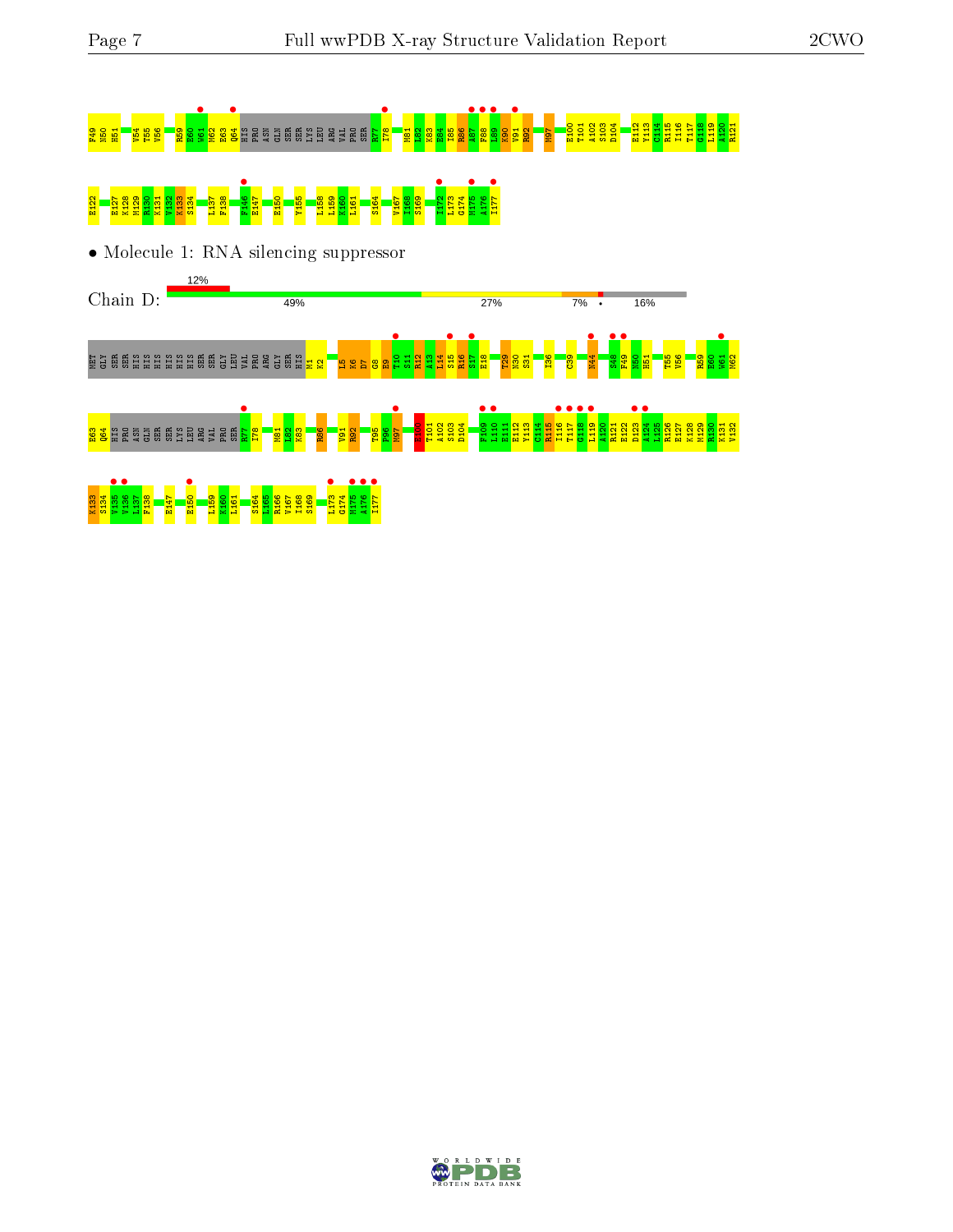F49 N50 H51 V54 T55 V56 R59 E60 W61 M62 E63 Q64 HIS PRO ASN GLN SER SER LYS LEU ARG VAL PRO SER R77 I78 M81 L82 K83 E84 I85 R86 A87 E88 L89 K90 V91 R92 M97 E100 T101 A102 S103 D104 E112 Y113 C114 R115 I116 T117 G118 L119 A120 R121

E122 E127 K128 M129 R130 K131 V132 K133 S134 L137 F138 F146 E147 E150 Y155 L158 L159 K160 L161 S164 V167 I168 S169 I172 L173 G174 M175 A176 I177

- Molecule 1: RNA silencing suppressor

Chain D: 12% | 49% | 27% | 7% | • | 16%

MET GLY SER SER HIS HIS HIS HIS HIS HIS SER SER GLY LEU VAL PRO ARG GLY SER HIS M1 K2 L5 K6 D7 G8 E9 T10 S11 R12 A13 L14 S15 R16 S17 E18 T29 N30 S31 I36 C39 N44 S48 F49 N50 H51 T55 V56 R59 E60 W61 M62

E63 Q64 HIS PRO ASN GLN SER SER LYS LEU ARG VAL PRO SER R77 I78 M81 L82 K83 R86 V91 R92 T95 F96 M97 E100 T101 A102 S103 D104 F109 L110 E111 E112 Y113 C114 R115 I116 T117 G118 L119 A120 R121 E122 D123 A124 L125 R126 E127 K128 M129 R130 K131 V132

K133 S134 V135 V136 L137 F138 E147 E150 L159 K160 L161 S164 I165 R166 V167 I168 S169 L173 G174 M175 A176 I177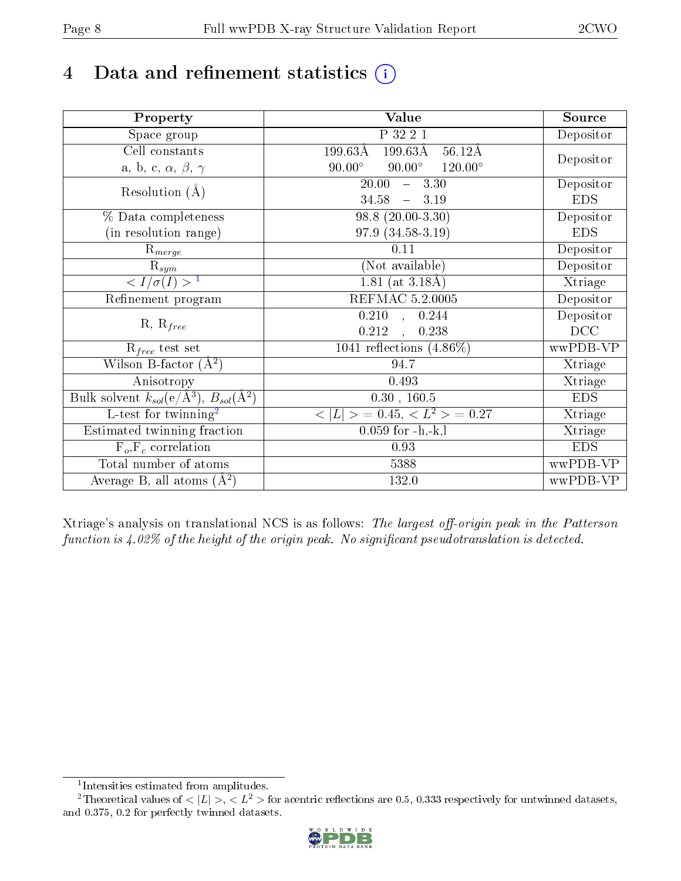# 4 Data and refinement statistics

| Property | Value | Source |
|---|---|---|
| Space group | P 32 2 1 | Depositor |
| Cell constants<br>a, b, c, $\alpha$, $\beta$, $\gamma$ | 199.63Å 199.63Å 56.12Å<br>90.00° 90.00° 120.00° | Depositor |
| Resolution (Å) | 20.00 – 3.30<br>34.58 – 3.19 | Depositor<br>EDS |
| % Data completeness<br>(in resolution range) | 98.8 (20.00-3.30)<br>97.9 (34.58-3.19) | Depositor<br>EDS |
| $R_{merge}$ | 0.11 | Depositor |
| $R_{sym}$ | (Not available) | Depositor |
| $< I/\sigma(I) >$ [1] | 1.81 (at 3.18Å) | Xtriage |
| Refinement program | REFMAC 5.2.0005 | Depositor |
| R, $R_{free}$ | 0.210 , 0.244<br>0.212 , 0.238 | Depositor<br>DCC |
| $R_{free}$ test set | 1041 reflections (4.86%) | wwPDB-VP |
| Wilson B-factor (Å$^2$) | 94.7 | Xtriage |
| Anisotropy | 0.493 | Xtriage |
| Bulk solvent $k_{sol}$(e/Å$^3$), $B_{sol}$(Å$^2$) | 0.30 , 160.5 | EDS |
| L-test for twinning[2] | $< \|L\| >$ = 0.45, $< L^2 >$ = 0.27 | Xtriage |
| Estimated twinning fraction | 0.059 for -h,-k,l | Xtriage |
| $F_o$,$F_c$ correlation | 0.93 | EDS |
| Total number of atoms | 5388 | wwPDB-VP |
| Average B, all atoms (Å$^2$) | 132.0 | wwPDB-VP |

Xtriage's analysis on translational NCS is as follows: *The largest off-origin peak in the Patterson function is 4.02% of the height of the origin peak. No significant pseudotranslation is detected.*

[1] Intensities estimated from amplitudes.

[2] Theoretical values of $< |L| >$, $< L^2 >$ for acentric reflections are 0.5, 0.333 respectively for untwinned datasets, and 0.375, 0.2 for perfectly twinned datasets.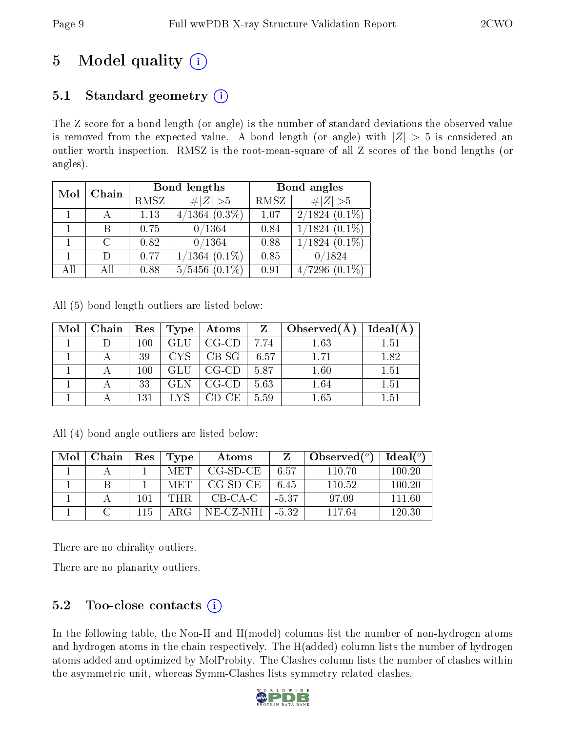# 5 Model quality (i)

## 5.1 Standard geometry (i)

The Z score for a bond length (or angle) is the number of standard deviations the observed value is removed from the expected value. A bond length (or angle) with $|Z| > 5$ is considered an outlier worth inspection. RMSZ is the root-mean-square of all Z scores of the bond lengths (or angles).

| Mol | Chain | Bond lengths | | Bond angles | |
|---|---|---|---|---|---|
| | | RMSZ | $\#\|Z\| > 5$ | RMSZ | $\#\|Z\| > 5$ |
| 1 | A | 1.13 | 4/1364 (0.3%) | 1.07 | 2/1824 (0.1%) |
| 1 | B | 0.75 | 0/1364 | 0.84 | 1/1824 (0.1%) |
| 1 | C | 0.82 | 0/1364 | 0.88 | 1/1824 (0.1%) |
| 1 | D | 0.77 | 1/1364 (0.1%) | 0.85 | 0/1824 |
| All | All | 0.88 | 5/5456 (0.1%) | 0.91 | 4/7296 (0.1%) |

All (5) bond length outliers are listed below:

| Mol | Chain | Res | Type | Atoms | Z | Observed(Å) | Ideal(Å) |
|---|---|---|---|---|---|---|---|
| 1 | D | 100 | GLU | CG-CD | 7.74 | 1.63 | 1.51 |
| 1 | A | 39 | CYS | CB-SG | -6.57 | 1.71 | 1.82 |
| 1 | A | 100 | GLU | CG-CD | 5.87 | 1.60 | 1.51 |
| 1 | A | 33 | GLN | CG-CD | 5.63 | 1.64 | 1.51 |
| 1 | A | 131 | LYS | CD-CE | 5.59 | 1.65 | 1.51 |

All (4) bond angle outliers are listed below:

| Mol | Chain | Res | Type | Atoms | Z | Observed($^o$) | Ideal($^o$) |
|---|---|---|---|---|---|---|---|
| 1 | A | 1 | MET | CG-SD-CE | 6.57 | 110.70 | 100.20 |
| 1 | B | 1 | MET | CG-SD-CE | 6.45 | 110.52 | 100.20 |
| 1 | A | 101 | THR | CB-CA-C | -5.37 | 97.09 | 111.60 |
| 1 | C | 115 | ARG | NE-CZ-NH1 | -5.32 | 117.64 | 120.30 |

There are no chirality outliers.

There are no planarity outliers.

## 5.2 Too-close contacts (i)

In the following table, the Non-H and H(model) columns list the number of non-hydrogen atoms and hydrogen atoms in the chain respectively. The H(added) column lists the number of hydrogen atoms added and optimized by MolProbity. The Clashes column lists the number of clashes within the asymmetric unit, whereas Symm-Clashes lists symmetry related clashes.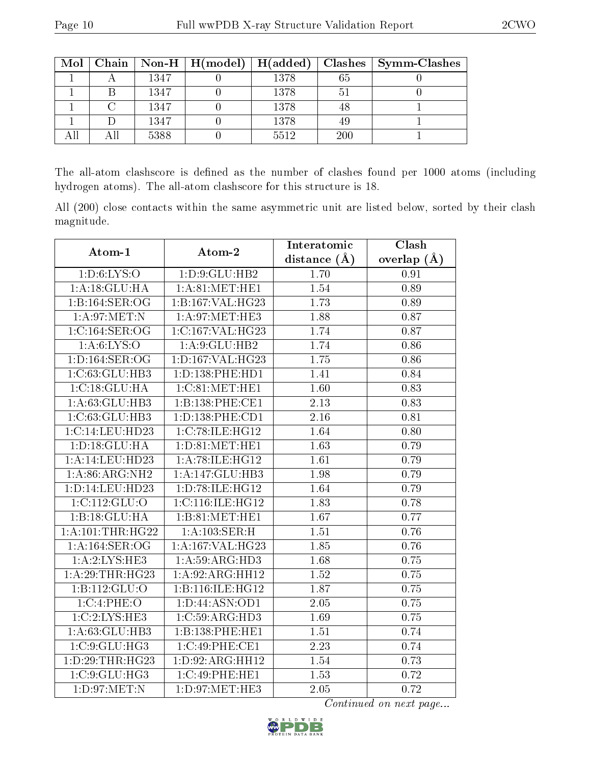| Mol | Chain | Non-H | H(model) | H(added) | Clashes | Symm-Clashes |
|---|---|---|---|---|---|---|
| 1 | A | 1347 | 0 | 1378 | 65 | 0 |
| 1 | B | 1347 | 0 | 1378 | 51 | 0 |
| 1 | C | 1347 | 0 | 1378 | 48 | 1 |
| 1 | D | 1347 | 0 | 1378 | 49 | 1 |
| All | All | 5388 | 0 | 5512 | 200 | 1 |

The all-atom clashscore is defined as the number of clashes found per 1000 atoms (including hydrogen atoms). The all-atom clashscore for this structure is 18.

All (200) close contacts within the same asymmetric unit are listed below, sorted by their clash magnitude.

| Atom-1 | Atom-2 | Interatomic distance (Å) | Clash overlap (Å) |
|---|---|---|---|
| 1:D:6:LYS:O | 1:D:9:GLU:HB2 | 1.70 | 0.91 |
| 1:A:18:GLU:HA | 1:A:81:MET:HE1 | 1.54 | 0.89 |
| 1:B:164:SER:OG | 1:B:167:VAL:HG23 | 1.73 | 0.89 |
| 1:A:97:MET:N | 1:A:97:MET:HE3 | 1.88 | 0.87 |
| 1:C:164:SER:OG | 1:C:167:VAL:HG23 | 1.74 | 0.87 |
| 1:A:6:LYS:O | 1:A:9:GLU:HB2 | 1.74 | 0.86 |
| 1:D:164:SER:OG | 1:D:167:VAL:HG23 | 1.75 | 0.86 |
| 1:C:63:GLU:HB3 | 1:D:138:PHE:HD1 | 1.41 | 0.84 |
| 1:C:18:GLU:HA | 1:C:81:MET:HE1 | 1.60 | 0.83 |
| 1:A:63:GLU:HB3 | 1:B:138:PHE:CE1 | 2.13 | 0.83 |
| 1:C:63:GLU:HB3 | 1:D:138:PHE:CD1 | 2.16 | 0.81 |
| 1:C:14:LEU:HD23 | 1:C:78:ILE:HG12 | 1.64 | 0.80 |
| 1:D:18:GLU:HA | 1:D:81:MET:HE1 | 1.63 | 0.79 |
| 1:A:14:LEU:HD23 | 1:A:78:ILE:HG12 | 1.61 | 0.79 |
| 1:A:86:ARG:NH2 | 1:A:147:GLU:HB3 | 1.98 | 0.79 |
| 1:D:14:LEU:HD23 | 1:D:78:ILE:HG12 | 1.64 | 0.79 |
| 1:C:112:GLU:O | 1:C:116:ILE:HG12 | 1.83 | 0.78 |
| 1:B:18:GLU:HA | 1:B:81:MET:HE1 | 1.67 | 0.77 |
| 1:A:101:THR:HG22 | 1:A:103:SER:H | 1.51 | 0.76 |
| 1:A:164:SER:OG | 1:A:167:VAL:HG23 | 1.85 | 0.76 |
| 1:A:2:LYS:HE3 | 1:A:59:ARG:HD3 | 1.68 | 0.75 |
| 1:A:29:THR:HG23 | 1:A:92:ARG:HH12 | 1.52 | 0.75 |
| 1:B:112:GLU:O | 1:B:116:ILE:HG12 | 1.87 | 0.75 |
| 1:C:4:PHE:O | 1:D:44:ASN:OD1 | 2.05 | 0.75 |
| 1:C:2:LYS:HE3 | 1:C:59:ARG:HD3 | 1.69 | 0.75 |
| 1:A:63:GLU:HB3 | 1:B:138:PHE:HE1 | 1.51 | 0.74 |
| 1:C:9:GLU:HG3 | 1:C:49:PHE:CE1 | 2.23 | 0.74 |
| 1:D:29:THR:HG23 | 1:D:92:ARG:HH12 | 1.54 | 0.73 |
| 1:C:9:GLU:HG3 | 1:C:49:PHE:HE1 | 1.53 | 0.72 |
| 1:D:97:MET:N | 1:D:97:MET:HE3 | 2.05 | 0.72 |

*Continued on next page...*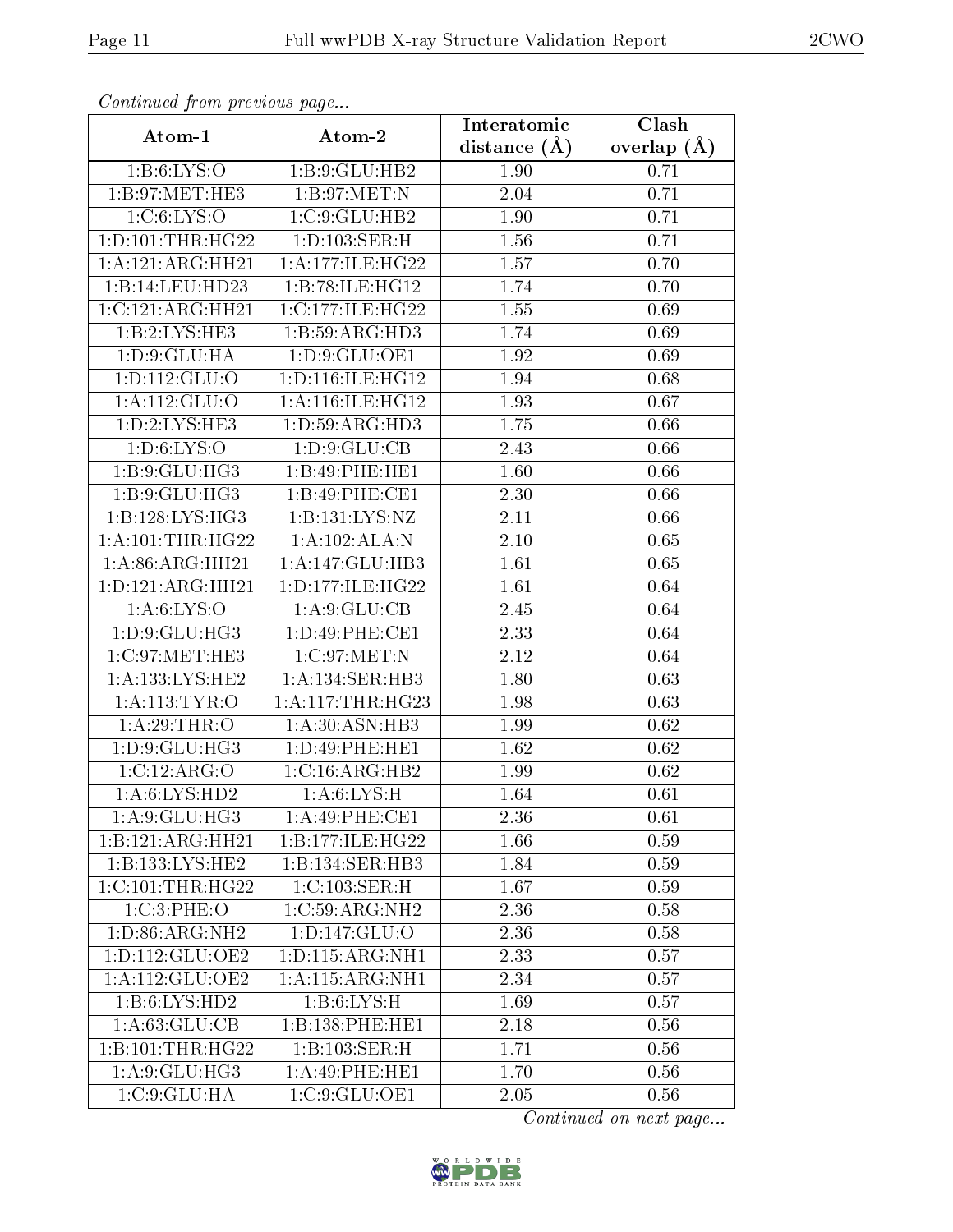*Continued from previous page...*

| Atom-1 | Atom-2 | Interatomic distance (Å) | Clash overlap (Å) |
|---|---|---|---|
| 1:B:6:LYS:O | 1:B:9:GLU:HB2 | 1.90 | 0.71 |
| 1:B:97:MET:HE3 | 1:B:97:MET:N | 2.04 | 0.71 |
| 1:C:6:LYS:O | 1:C:9:GLU:HB2 | 1.90 | 0.71 |
| 1:D:101:THR:HG22 | 1:D:103:SER:H | 1.56 | 0.71 |
| 1:A:121:ARG:HH21 | 1:A:177:ILE:HG22 | 1.57 | 0.70 |
| 1:B:14:LEU:HD23 | 1:B:78:ILE:HG12 | 1.74 | 0.70 |
| 1:C:121:ARG:HH21 | 1:C:177:ILE:HG22 | 1.55 | 0.69 |
| 1:B:2:LYS:HE3 | 1:B:59:ARG:HD3 | 1.74 | 0.69 |
| 1:D:9:GLU:HA | 1:D:9:GLU:OE1 | 1.92 | 0.69 |
| 1:D:112:GLU:O | 1:D:116:ILE:HG12 | 1.94 | 0.68 |
| 1:A:112:GLU:O | 1:A:116:ILE:HG12 | 1.93 | 0.67 |
| 1:D:2:LYS:HE3 | 1:D:59:ARG:HD3 | 1.75 | 0.66 |
| 1:D:6:LYS:O | 1:D:9:GLU:CB | 2.43 | 0.66 |
| 1:B:9:GLU:HG3 | 1:B:49:PHE:HE1 | 1.60 | 0.66 |
| 1:B:9:GLU:HG3 | 1:B:49:PHE:CE1 | 2.30 | 0.66 |
| 1:B:128:LYS:HG3 | 1:B:131:LYS:NZ | 2.11 | 0.66 |
| 1:A:101:THR:HG22 | 1:A:102:ALA:N | 2.10 | 0.65 |
| 1:A:86:ARG:HH21 | 1:A:147:GLU:HB3 | 1.61 | 0.65 |
| 1:D:121:ARG:HH21 | 1:D:177:ILE:HG22 | 1.61 | 0.64 |
| 1:A:6:LYS:O | 1:A:9:GLU:CB | 2.45 | 0.64 |
| 1:D:9:GLU:HG3 | 1:D:49:PHE:CE1 | 2.33 | 0.64 |
| 1:C:97:MET:HE3 | 1:C:97:MET:N | 2.12 | 0.64 |
| 1:A:133:LYS:HE2 | 1:A:134:SER:HB3 | 1.80 | 0.63 |
| 1:A:113:TYR:O | 1:A:117:THR:HG23 | 1.98 | 0.63 |
| 1:A:29:THR:O | 1:A:30:ASN:HB3 | 1.99 | 0.62 |
| 1:D:9:GLU:HG3 | 1:D:49:PHE:HE1 | 1.62 | 0.62 |
| 1:C:12:ARG:O | 1:C:16:ARG:HB2 | 1.99 | 0.62 |
| 1:A:6:LYS:HD2 | 1:A:6:LYS:H | 1.64 | 0.61 |
| 1:A:9:GLU:HG3 | 1:A:49:PHE:CE1 | 2.36 | 0.61 |
| 1:B:121:ARG:HH21 | 1:B:177:ILE:HG22 | 1.66 | 0.59 |
| 1:B:133:LYS:HE2 | 1:B:134:SER:HB3 | 1.84 | 0.59 |
| 1:C:101:THR:HG22 | 1:C:103:SER:H | 1.67 | 0.59 |
| 1:C:3:PHE:O | 1:C:59:ARG:NH2 | 2.36 | 0.58 |
| 1:D:86:ARG:NH2 | 1:D:147:GLU:O | 2.36 | 0.58 |
| 1:D:112:GLU:OE2 | 1:D:115:ARG:NH1 | 2.33 | 0.57 |
| 1:A:112:GLU:OE2 | 1:A:115:ARG:NH1 | 2.34 | 0.57 |
| 1:B:6:LYS:HD2 | 1:B:6:LYS:H | 1.69 | 0.57 |
| 1:A:63:GLU:CB | 1:B:138:PHE:HE1 | 2.18 | 0.56 |
| 1:B:101:THR:HG22 | 1:B:103:SER:H | 1.71 | 0.56 |
| 1:A:9:GLU:HG3 | 1:A:49:PHE:HE1 | 1.70 | 0.56 |
| 1:C:9:GLU:HA | 1:C:9:GLU:OE1 | 2.05 | 0.56 |

*Continued on next page...*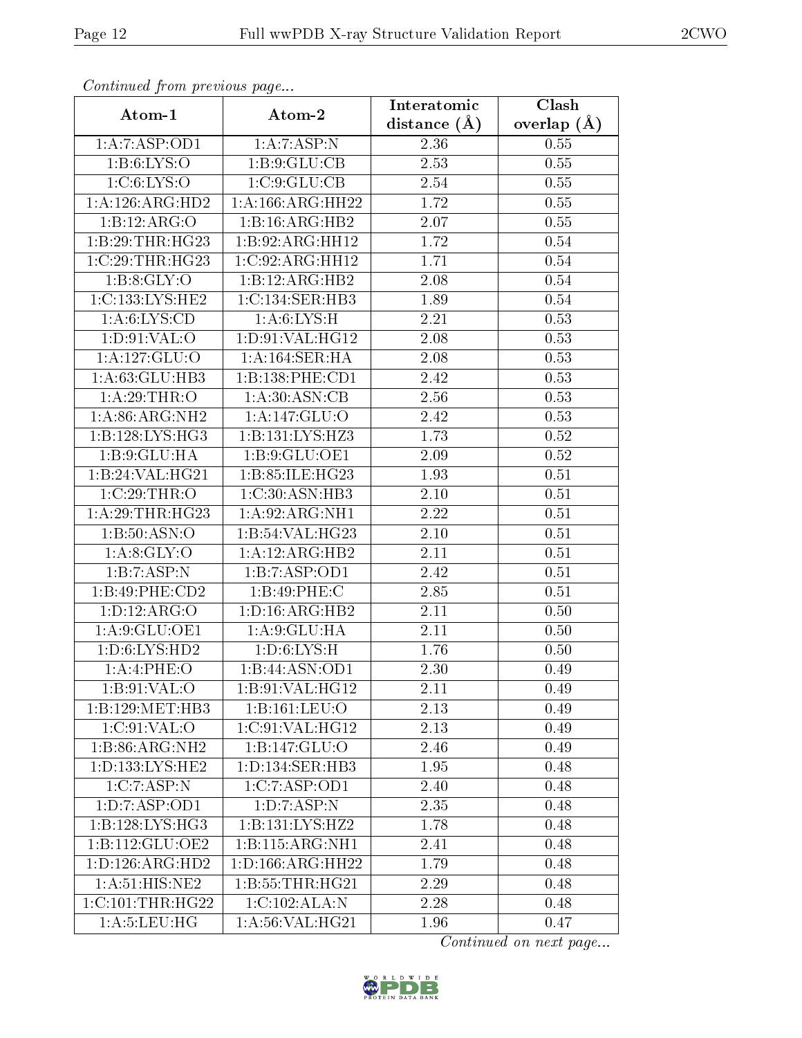*Continued from previous page...*

| Atom-1 | Atom-2 | Interatomic distance (Å) | Clash overlap (Å) |
|---|---|---|---|
| 1:A:7:ASP:OD1 | 1:A:7:ASP:N | 2.36 | 0.55 |
| 1:B:6:LYS:O | 1:B:9:GLU:CB | 2.53 | 0.55 |
| 1:C:6:LYS:O | 1:C:9:GLU:CB | 2.54 | 0.55 |
| 1:A:126:ARG:HD2 | 1:A:166:ARG:HH22 | 1.72 | 0.55 |
| 1:B:12:ARG:O | 1:B:16:ARG:HB2 | 2.07 | 0.55 |
| 1:B:29:THR:HG23 | 1:B:92:ARG:HH12 | 1.72 | 0.54 |
| 1:C:29:THR:HG23 | 1:C:92:ARG:HH12 | 1.71 | 0.54 |
| 1:B:8:GLY:O | 1:B:12:ARG:HB2 | 2.08 | 0.54 |
| 1:C:133:LYS:HE2 | 1:C:134:SER:HB3 | 1.89 | 0.54 |
| 1:A:6:LYS:CD | 1:A:6:LYS:H | 2.21 | 0.53 |
| 1:D:91:VAL:O | 1:D:91:VAL:HG12 | 2.08 | 0.53 |
| 1:A:127:GLU:O | 1:A:164:SER:HA | 2.08 | 0.53 |
| 1:A:63:GLU:HB3 | 1:B:138:PHE:CD1 | 2.42 | 0.53 |
| 1:A:29:THR:O | 1:A:30:ASN:CB | 2.56 | 0.53 |
| 1:A:86:ARG:NH2 | 1:A:147:GLU:O | 2.42 | 0.53 |
| 1:B:128:LYS:HG3 | 1:B:131:LYS:HZ3 | 1.73 | 0.52 |
| 1:B:9:GLU:HA | 1:B:9:GLU:OE1 | 2.09 | 0.52 |
| 1:B:24:VAL:HG21 | 1:B:85:ILE:HG23 | 1.93 | 0.51 |
| 1:C:29:THR:O | 1:C:30:ASN:HB3 | 2.10 | 0.51 |
| 1:A:29:THR:HG23 | 1:A:92:ARG:NH1 | 2.22 | 0.51 |
| 1:B:50:ASN:O | 1:B:54:VAL:HG23 | 2.10 | 0.51 |
| 1:A:8:GLY:O | 1:A:12:ARG:HB2 | 2.11 | 0.51 |
| 1:B:7:ASP:N | 1:B:7:ASP:OD1 | 2.42 | 0.51 |
| 1:B:49:PHE:CD2 | 1:B:49:PHE:C | 2.85 | 0.51 |
| 1:D:12:ARG:O | 1:D:16:ARG:HB2 | 2.11 | 0.50 |
| 1:A:9:GLU:OE1 | 1:A:9:GLU:HA | 2.11 | 0.50 |
| 1:D:6:LYS:HD2 | 1:D:6:LYS:H | 1.76 | 0.50 |
| 1:A:4:PHE:O | 1:B:44:ASN:OD1 | 2.30 | 0.49 |
| 1:B:91:VAL:O | 1:B:91:VAL:HG12 | 2.11 | 0.49 |
| 1:B:129:MET:HB3 | 1:B:161:LEU:O | 2.13 | 0.49 |
| 1:C:91:VAL:O | 1:C:91:VAL:HG12 | 2.13 | 0.49 |
| 1:B:86:ARG:NH2 | 1:B:147:GLU:O | 2.46 | 0.49 |
| 1:D:133:LYS:HE2 | 1:D:134:SER:HB3 | 1.95 | 0.48 |
| 1:C:7:ASP:N | 1:C:7:ASP:OD1 | 2.40 | 0.48 |
| 1:D:7:ASP:OD1 | 1:D:7:ASP:N | 2.35 | 0.48 |
| 1:B:128:LYS:HG3 | 1:B:131:LYS:HZ2 | 1.78 | 0.48 |
| 1:B:112:GLU:OE2 | 1:B:115:ARG:NH1 | 2.41 | 0.48 |
| 1:D:126:ARG:HD2 | 1:D:166:ARG:HH22 | 1.79 | 0.48 |
| 1:A:51:HIS:NE2 | 1:B:55:THR:HG21 | 2.29 | 0.48 |
| 1:C:101:THR:HG22 | 1:C:102:ALA:N | 2.28 | 0.48 |
| 1:A:5:LEU:HG | 1:A:56:VAL:HG21 | 1.96 | 0.47 |

*Continued on next page...*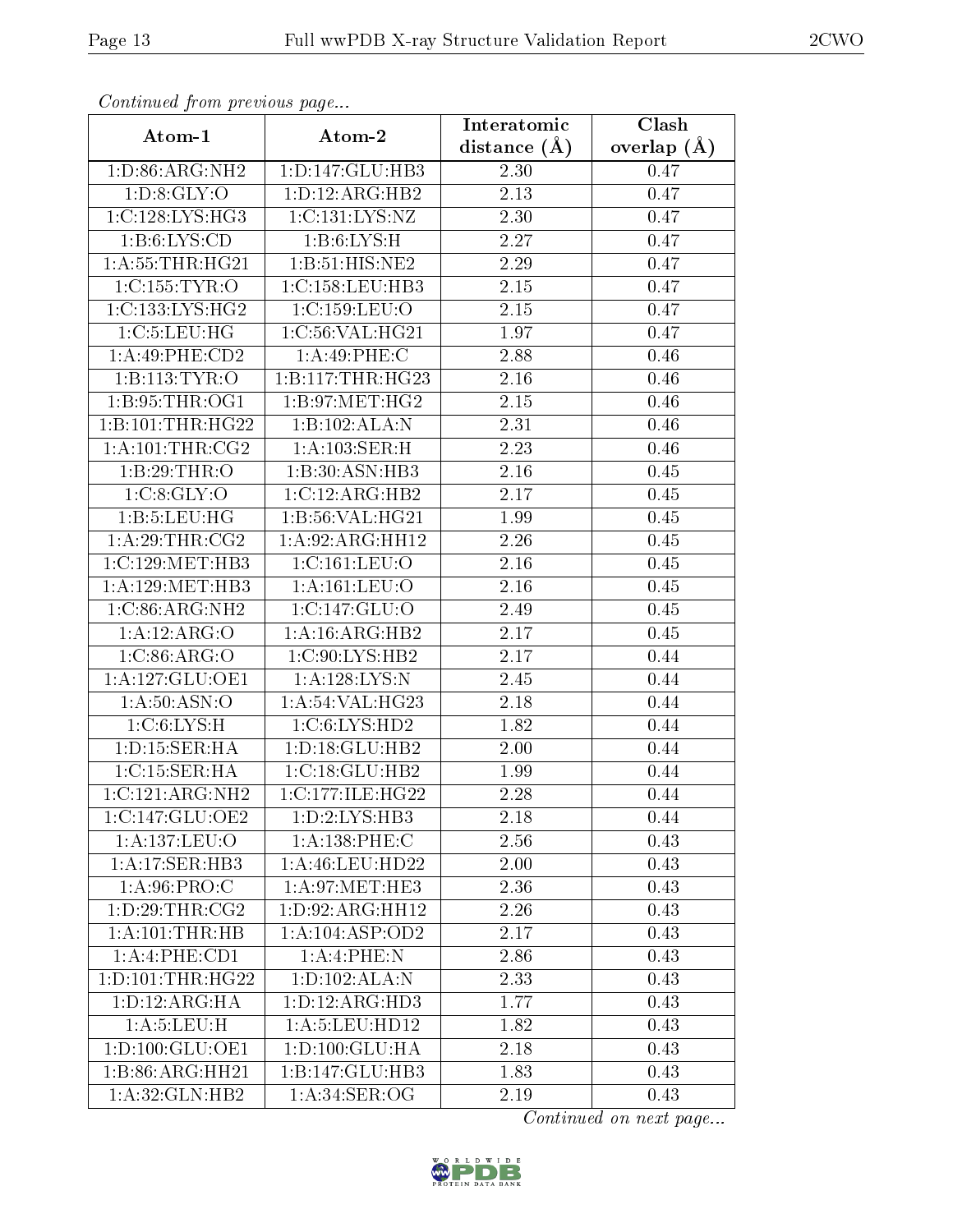*Continued from previous page...*

| Atom-1 | Atom-2 | Interatomic distance (Å) | Clash overlap (Å) |
| --- | --- | --- | --- |
| 1:D:86:ARG:NH2 | 1:D:147:GLU:HB3 | 2.30 | 0.47 |
| 1:D:8:GLY:O | 1:D:12:ARG:HB2 | 2.13 | 0.47 |
| 1:C:128:LYS:HG3 | 1:C:131:LYS:NZ | 2.30 | 0.47 |
| 1:B:6:LYS:CD | 1:B:6:LYS:H | 2.27 | 0.47 |
| 1:A:55:THR:HG21 | 1:B:51:HIS:NE2 | 2.29 | 0.47 |
| 1:C:155:TYR:O | 1:C:158:LEU:HB3 | 2.15 | 0.47 |
| 1:C:133:LYS:HG2 | 1:C:159:LEU:O | 2.15 | 0.47 |
| 1:C:5:LEU:HG | 1:C:56:VAL:HG21 | 1.97 | 0.47 |
| 1:A:49:PHE:CD2 | 1:A:49:PHE:C | 2.88 | 0.46 |
| 1:B:113:TYR:O | 1:B:117:THR:HG23 | 2.16 | 0.46 |
| 1:B:95:THR:OG1 | 1:B:97:MET:HG2 | 2.15 | 0.46 |
| 1:B:101:THR:HG22 | 1:B:102:ALA:N | 2.31 | 0.46 |
| 1:A:101:THR:CG2 | 1:A:103:SER:H | 2.23 | 0.46 |
| 1:B:29:THR:O | 1:B:30:ASN:HB3 | 2.16 | 0.45 |
| 1:C:8:GLY:O | 1:C:12:ARG:HB2 | 2.17 | 0.45 |
| 1:B:5:LEU:HG | 1:B:56:VAL:HG21 | 1.99 | 0.45 |
| 1:A:29:THR:CG2 | 1:A:92:ARG:HH12 | 2.26 | 0.45 |
| 1:C:129:MET:HB3 | 1:C:161:LEU:O | 2.16 | 0.45 |
| 1:A:129:MET:HB3 | 1:A:161:LEU:O | 2.16 | 0.45 |
| 1:C:86:ARG:NH2 | 1:C:147:GLU:O | 2.49 | 0.45 |
| 1:A:12:ARG:O | 1:A:16:ARG:HB2 | 2.17 | 0.45 |
| 1:C:86:ARG:O | 1:C:90:LYS:HB2 | 2.17 | 0.44 |
| 1:A:127:GLU:OE1 | 1:A:128:LYS:N | 2.45 | 0.44 |
| 1:A:50:ASN:O | 1:A:54:VAL:HG23 | 2.18 | 0.44 |
| 1:C:6:LYS:H | 1:C:6:LYS:HD2 | 1.82 | 0.44 |
| 1:D:15:SER:HA | 1:D:18:GLU:HB2 | 2.00 | 0.44 |
| 1:C:15:SER:HA | 1:C:18:GLU:HB2 | 1.99 | 0.44 |
| 1:C:121:ARG:NH2 | 1:C:177:ILE:HG22 | 2.28 | 0.44 |
| 1:C:147:GLU:OE2 | 1:D:2:LYS:HB3 | 2.18 | 0.44 |
| 1:A:137:LEU:O | 1:A:138:PHE:C | 2.56 | 0.43 |
| 1:A:17:SER:HB3 | 1:A:46:LEU:HD22 | 2.00 | 0.43 |
| 1:A:96:PRO:C | 1:A:97:MET:HE3 | 2.36 | 0.43 |
| 1:D:29:THR:CG2 | 1:D:92:ARG:HH12 | 2.26 | 0.43 |
| 1:A:101:THR:HB | 1:A:104:ASP:OD2 | 2.17 | 0.43 |
| 1:A:4:PHE:CD1 | 1:A:4:PHE:N | 2.86 | 0.43 |
| 1:D:101:THR:HG22 | 1:D:102:ALA:N | 2.33 | 0.43 |
| 1:D:12:ARG:HA | 1:D:12:ARG:HD3 | 1.77 | 0.43 |
| 1:A:5:LEU:H | 1:A:5:LEU:HD12 | 1.82 | 0.43 |
| 1:D:100:GLU:OE1 | 1:D:100:GLU:HA | 2.18 | 0.43 |
| 1:B:86:ARG:HH21 | 1:B:147:GLU:HB3 | 1.83 | 0.43 |
| 1:A:32:GLN:HB2 | 1:A:34:SER:OG | 2.19 | 0.43 |

*Continued on next page...*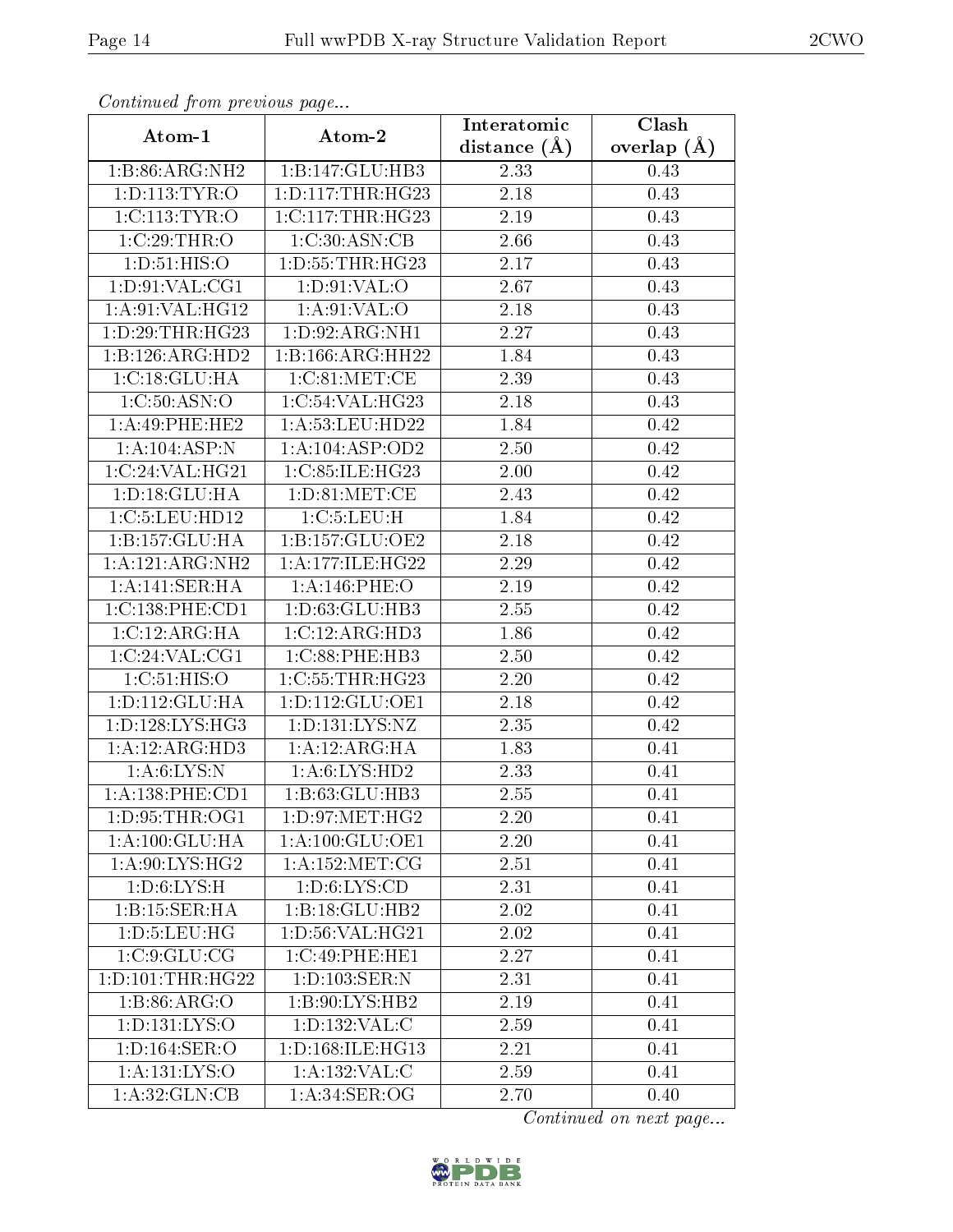*Continued from previous page...*

| Atom-1 | Atom-2 | Interatomic distance (Å) | Clash overlap (Å) |
| --- | --- | --- | --- |
| 1:B:86:ARG:NH2 | 1:B:147:GLU:HB3 | 2.33 | 0.43 |
| 1:D:113:TYR:O | 1:D:117:THR:HG23 | 2.18 | 0.43 |
| 1:C:113:TYR:O | 1:C:117:THR:HG23 | 2.19 | 0.43 |
| 1:C:29:THR:O | 1:C:30:ASN:CB | 2.66 | 0.43 |
| 1:D:51:HIS:O | 1:D:55:THR:HG23 | 2.17 | 0.43 |
| 1:D:91:VAL:CG1 | 1:D:91:VAL:O | 2.67 | 0.43 |
| 1:A:91:VAL:HG12 | 1:A:91:VAL:O | 2.18 | 0.43 |
| 1:D:29:THR:HG23 | 1:D:92:ARG:NH1 | 2.27 | 0.43 |
| 1:B:126:ARG:HD2 | 1:B:166:ARG:HH22 | 1.84 | 0.43 |
| 1:C:18:GLU:HA | 1:C:81:MET:CE | 2.39 | 0.43 |
| 1:C:50:ASN:O | 1:C:54:VAL:HG23 | 2.18 | 0.43 |
| 1:A:49:PHE:HE2 | 1:A:53:LEU:HD22 | 1.84 | 0.42 |
| 1:A:104:ASP:N | 1:A:104:ASP:OD2 | 2.50 | 0.42 |
| 1:C:24:VAL:HG21 | 1:C:85:ILE:HG23 | 2.00 | 0.42 |
| 1:D:18:GLU:HA | 1:D:81:MET:CE | 2.43 | 0.42 |
| 1:C:5:LEU:HD12 | 1:C:5:LEU:H | 1.84 | 0.42 |
| 1:B:157:GLU:HA | 1:B:157:GLU:OE2 | 2.18 | 0.42 |
| 1:A:121:ARG:NH2 | 1:A:177:ILE:HG22 | 2.29 | 0.42 |
| 1:A:141:SER:HA | 1:A:146:PHE:O | 2.19 | 0.42 |
| 1:C:138:PHE:CD1 | 1:D:63:GLU:HB3 | 2.55 | 0.42 |
| 1:C:12:ARG:HA | 1:C:12:ARG:HD3 | 1.86 | 0.42 |
| 1:C:24:VAL:CG1 | 1:C:88:PHE:HB3 | 2.50 | 0.42 |
| 1:C:51:HIS:O | 1:C:55:THR:HG23 | 2.20 | 0.42 |
| 1:D:112:GLU:HA | 1:D:112:GLU:OE1 | 2.18 | 0.42 |
| 1:D:128:LYS:HG3 | 1:D:131:LYS:NZ | 2.35 | 0.42 |
| 1:A:12:ARG:HD3 | 1:A:12:ARG:HA | 1.83 | 0.41 |
| 1:A:6:LYS:N | 1:A:6:LYS:HD2 | 2.33 | 0.41 |
| 1:A:138:PHE:CD1 | 1:B:63:GLU:HB3 | 2.55 | 0.41 |
| 1:D:95:THR:OG1 | 1:D:97:MET:HG2 | 2.20 | 0.41 |
| 1:A:100:GLU:HA | 1:A:100:GLU:OE1 | 2.20 | 0.41 |
| 1:A:90:LYS:HG2 | 1:A:152:MET:CG | 2.51 | 0.41 |
| 1:D:6:LYS:H | 1:D:6:LYS:CD | 2.31 | 0.41 |
| 1:B:15:SER:HA | 1:B:18:GLU:HB2 | 2.02 | 0.41 |
| 1:D:5:LEU:HG | 1:D:56:VAL:HG21 | 2.02 | 0.41 |
| 1:C:9:GLU:CG | 1:C:49:PHE:HE1 | 2.27 | 0.41 |
| 1:D:101:THR:HG22 | 1:D:103:SER:N | 2.31 | 0.41 |
| 1:B:86:ARG:O | 1:B:90:LYS:HB2 | 2.19 | 0.41 |
| 1:D:131:LYS:O | 1:D:132:VAL:C | 2.59 | 0.41 |
| 1:D:164:SER:O | 1:D:168:ILE:HG13 | 2.21 | 0.41 |
| 1:A:131:LYS:O | 1:A:132:VAL:C | 2.59 | 0.41 |
| 1:A:32:GLN:CB | 1:A:34:SER:OG | 2.70 | 0.40 |

*Continued on next page...*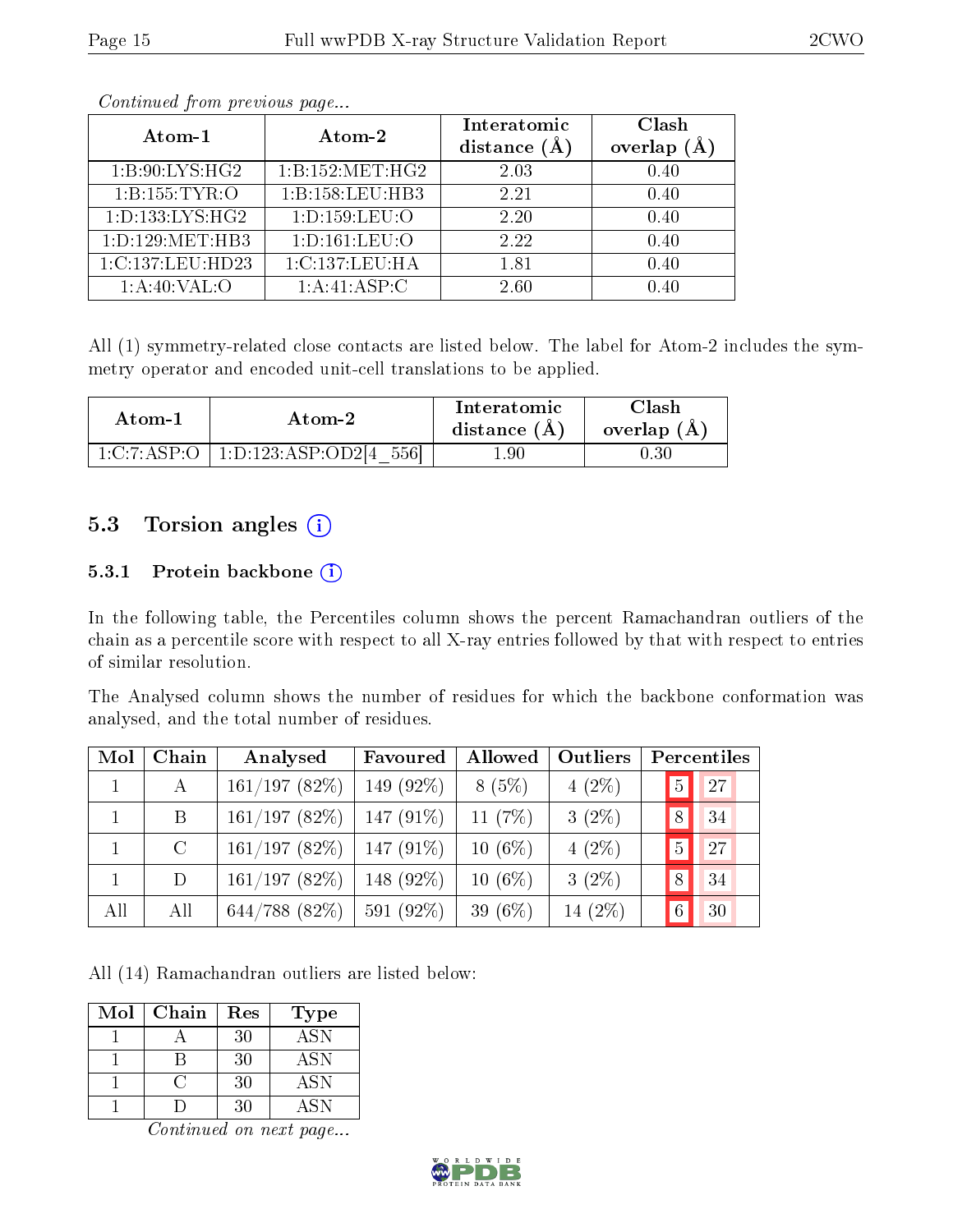*Continued from previous page...*

| Atom-1 | Atom-2 | Interatomic distance (Å) | Clash overlap (Å) |
|---|---|---|---|
| 1:B:90:LYS:HG2 | 1:B:152:MET:HG2 | 2.03 | 0.40 |
| 1:B:155:TYR:O | 1:B:158:LEU:HB3 | 2.21 | 0.40 |
| 1:D:133:LYS:HG2 | 1:D:159:LEU:O | 2.20 | 0.40 |
| 1:D:129:MET:HB3 | 1:D:161:LEU:O | 2.22 | 0.40 |
| 1:C:137:LEU:HD23 | 1:C:137:LEU:HA | 1.81 | 0.40 |
| 1:A:40:VAL:O | 1:A:41:ASP:C | 2.60 | 0.40 |

All (1) symmetry-related close contacts are listed below. The label for Atom-2 includes the symmetry operator and encoded unit-cell translations to be applied.

| Atom-1 | Atom-2 | Interatomic distance (Å) | Clash overlap (Å) |
|---|---|---|---|
| 1:C:7:ASP:O | 1:D:123:ASP:OD2[4_556] | 1.90 | 0.30 |

## 5.3 Torsion angles

### 5.3.1 Protein backbone

In the following table, the Percentiles column shows the percent Ramachandran outliers of the chain as a percentile score with respect to all X-ray entries followed by that with respect to entries of similar resolution.

The Analysed column shows the number of residues for which the backbone conformation was analysed, and the total number of residues.

| Mol | Chain | Analysed | Favoured | Allowed | Outliers | Percentiles | |
|---|---|---|---|---|---|---|---|
| 1 | A | 161/197 (82%) | 149 (92%) | 8 (5%) | 4 (2%) | 5 | 27 |
| 1 | B | 161/197 (82%) | 147 (91%) | 11 (7%) | 3 (2%) | 8 | 34 |
| 1 | C | 161/197 (82%) | 147 (91%) | 10 (6%) | 4 (2%) | 5 | 27 |
| 1 | D | 161/197 (82%) | 148 (92%) | 10 (6%) | 3 (2%) | 8 | 34 |
| All | All | 644/788 (82%) | 591 (92%) | 39 (6%) | 14 (2%) | 6 | 30 |

All (14) Ramachandran outliers are listed below:

| Mol | Chain | Res | Type |
|---|---|---|---|
| 1 | A | 30 | ASN |
| 1 | B | 30 | ASN |
| 1 | C | 30 | ASN |
| 1 | D | 30 | ASN |

*Continued on next page...*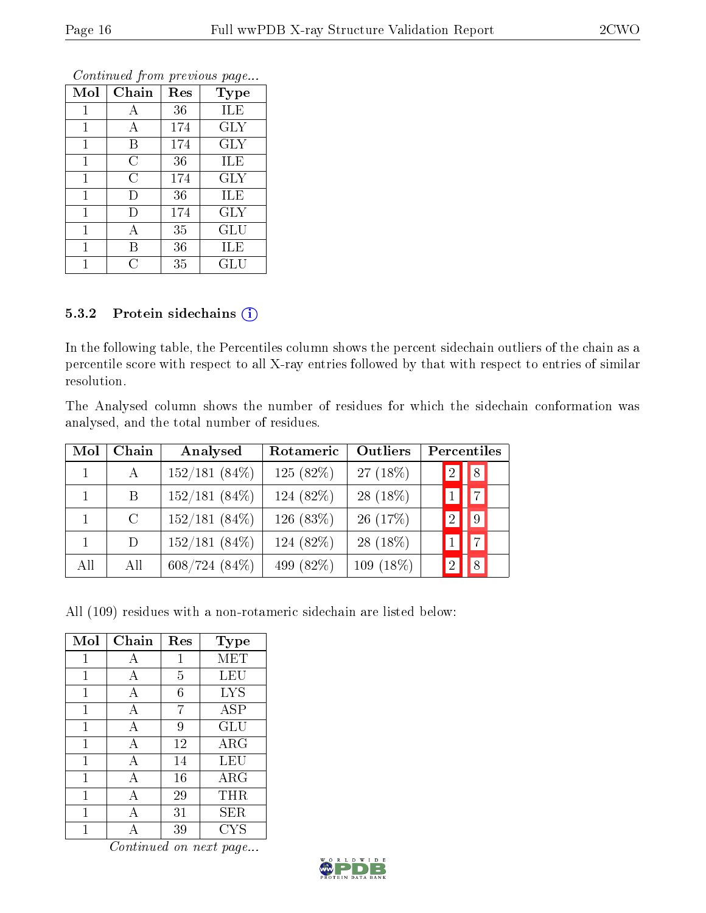*Continued from previous page...*

| Mol | Chain | Res | Type |
|---|---|---|---|
| 1 | A | 36 | ILE |
| 1 | A | 174 | GLY |
| 1 | B | 174 | GLY |
| 1 | C | 36 | ILE |
| 1 | C | 174 | GLY |
| 1 | D | 36 | ILE |
| 1 | D | 174 | GLY |
| 1 | A | 35 | GLU |
| 1 | B | 36 | ILE |
| 1 | C | 35 | GLU |

#### 5.3.2 Protein sidechains

In the following table, the Percentiles column shows the percent sidechain outliers of the chain as a percentile score with respect to all X-ray entries followed by that with respect to entries of similar resolution.

The Analysed column shows the number of residues for which the sidechain conformation was analysed, and the total number of residues.

| Mol | Chain | Analysed | Rotameric | Outliers | Percentiles | |
|---|---|---|---|---|---|---|
| 1 | A | 152/181 (84%) | 125 (82%) | 27 (18%) | 2 | 8 |
| 1 | B | 152/181 (84%) | 124 (82%) | 28 (18%) | 1 | 7 |
| 1 | C | 152/181 (84%) | 126 (83%) | 26 (17%) | 2 | 9 |
| 1 | D | 152/181 (84%) | 124 (82%) | 28 (18%) | 1 | 7 |
| All | All | 608/724 (84%) | 499 (82%) | 109 (18%) | 2 | 8 |

All (109) residues with a non-rotameric sidechain are listed below:

| Mol | Chain | Res | Type |
|---|---|---|---|
| 1 | A | 1 | MET |
| 1 | A | 5 | LEU |
| 1 | A | 6 | LYS |
| 1 | A | 7 | ASP |
| 1 | A | 9 | GLU |
| 1 | A | 12 | ARG |
| 1 | A | 14 | LEU |
| 1 | A | 16 | ARG |
| 1 | A | 29 | THR |
| 1 | A | 31 | SER |
| 1 | A | 39 | CYS |

*Continued on next page...*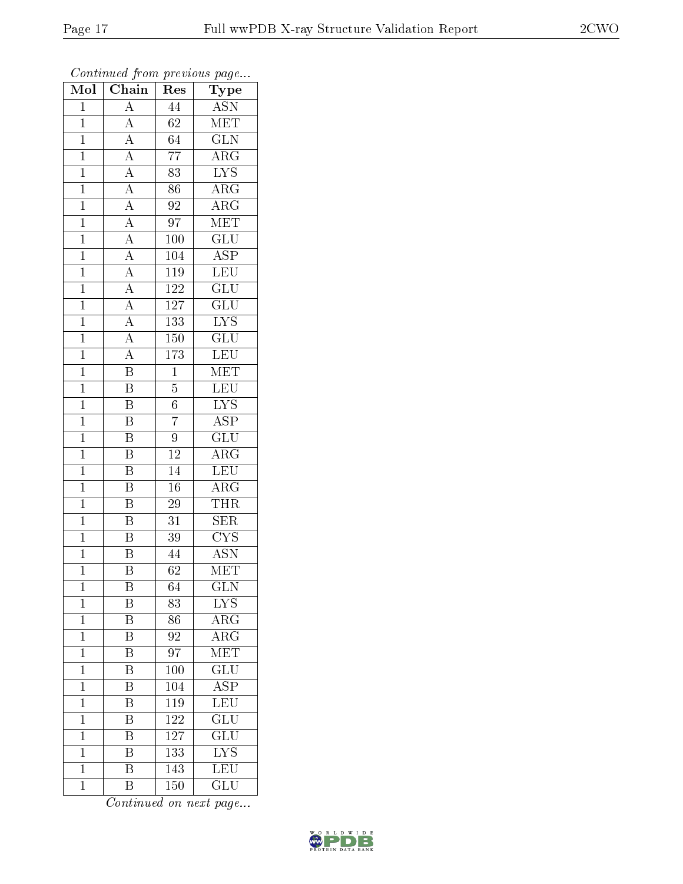*Continued from previous page...*

| Mol | Chain | Res | Type |
|---|---|---|---|
| 1 | A | 44 | ASN |
| 1 | A | 62 | MET |
| 1 | A | 64 | GLN |
| 1 | A | 77 | ARG |
| 1 | A | 83 | LYS |
| 1 | A | 86 | ARG |
| 1 | A | 92 | ARG |
| 1 | A | 97 | MET |
| 1 | A | 100 | GLU |
| 1 | A | 104 | ASP |
| 1 | A | 119 | LEU |
| 1 | A | 122 | GLU |
| 1 | A | 127 | GLU |
| 1 | A | 133 | LYS |
| 1 | A | 150 | GLU |
| 1 | A | 173 | LEU |
| 1 | B | 1 | MET |
| 1 | B | 5 | LEU |
| 1 | B | 6 | LYS |
| 1 | B | 7 | ASP |
| 1 | B | 9 | GLU |
| 1 | B | 12 | ARG |
| 1 | B | 14 | LEU |
| 1 | B | 16 | ARG |
| 1 | B | 29 | THR |
| 1 | B | 31 | SER |
| 1 | B | 39 | CYS |
| 1 | B | 44 | ASN |
| 1 | B | 62 | MET |
| 1 | B | 64 | GLN |
| 1 | B | 83 | LYS |
| 1 | B | 86 | ARG |
| 1 | B | 92 | ARG |
| 1 | B | 97 | MET |
| 1 | B | 100 | GLU |
| 1 | B | 104 | ASP |
| 1 | B | 119 | LEU |
| 1 | B | 122 | GLU |
| 1 | B | 127 | GLU |
| 1 | B | 133 | LYS |
| 1 | B | 143 | LEU |
| 1 | B | 150 | GLU |

*Continued on next page...*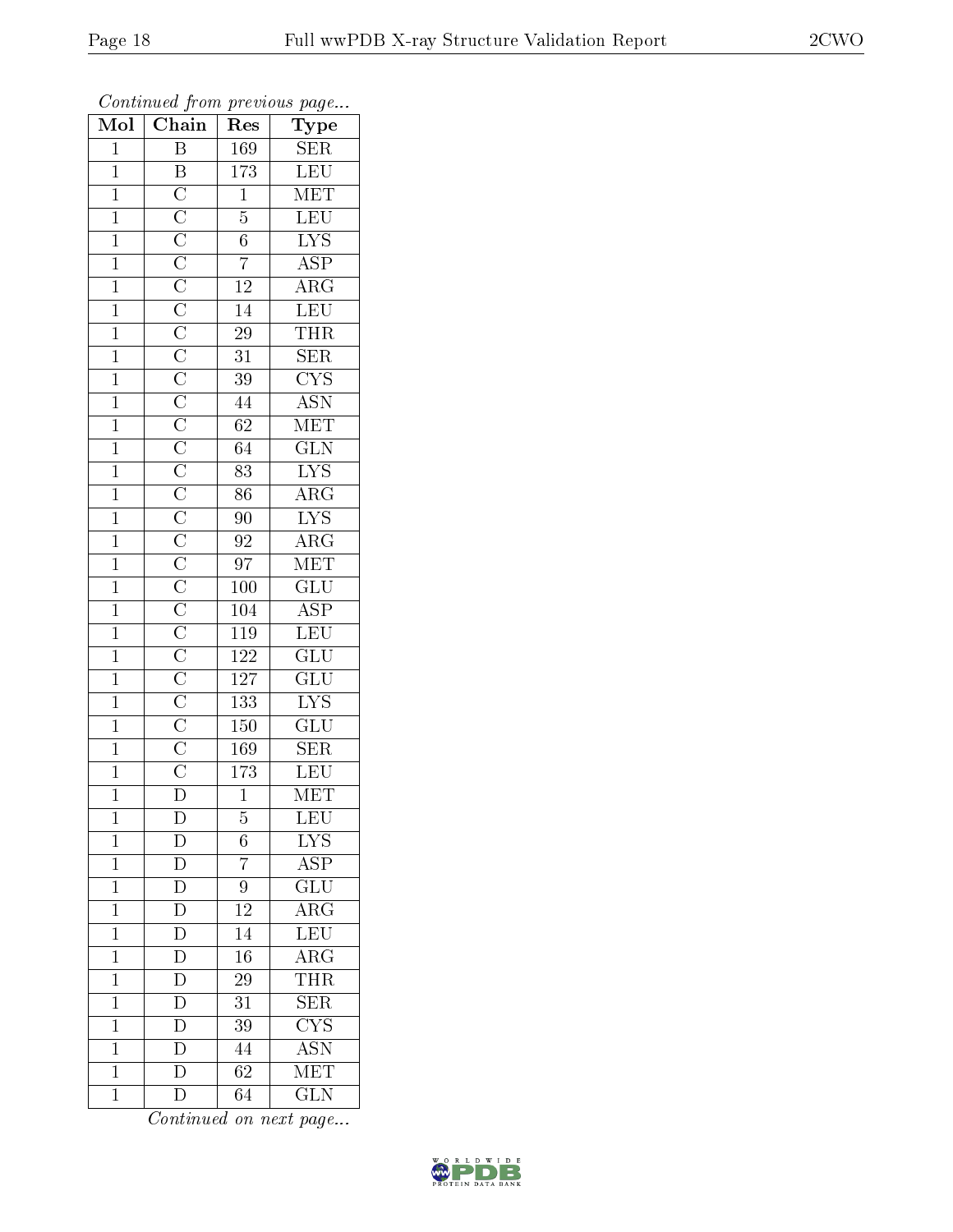*Continued from previous page...*

| Mol | Chain | Res | Type |
| --- | --- | --- | --- |
| 1 | B | 169 | SER |
| 1 | B | 173 | LEU |
| 1 | C | 1 | MET |
| 1 | C | 5 | LEU |
| 1 | C | 6 | LYS |
| 1 | C | 7 | ASP |
| 1 | C | 12 | ARG |
| 1 | C | 14 | LEU |
| 1 | C | 29 | THR |
| 1 | C | 31 | SER |
| 1 | C | 39 | CYS |
| 1 | C | 44 | ASN |
| 1 | C | 62 | MET |
| 1 | C | 64 | GLN |
| 1 | C | 83 | LYS |
| 1 | C | 86 | ARG |
| 1 | C | 90 | LYS |
| 1 | C | 92 | ARG |
| 1 | C | 97 | MET |
| 1 | C | 100 | GLU |
| 1 | C | 104 | ASP |
| 1 | C | 119 | LEU |
| 1 | C | 122 | GLU |
| 1 | C | 127 | GLU |
| 1 | C | 133 | LYS |
| 1 | C | 150 | GLU |
| 1 | C | 169 | SER |
| 1 | C | 173 | LEU |
| 1 | D | 1 | MET |
| 1 | D | 5 | LEU |
| 1 | D | 6 | LYS |
| 1 | D | 7 | ASP |
| 1 | D | 9 | GLU |
| 1 | D | 12 | ARG |
| 1 | D | 14 | LEU |
| 1 | D | 16 | ARG |
| 1 | D | 29 | THR |
| 1 | D | 31 | SER |
| 1 | D | 39 | CYS |
| 1 | D | 44 | ASN |
| 1 | D | 62 | MET |
| 1 | D | 64 | GLN |

*Continued on next page...*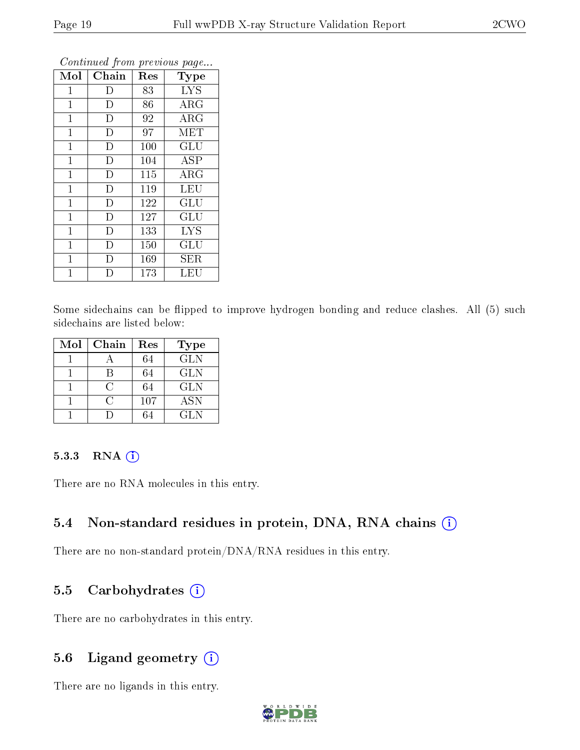*Continued from previous page...*

| Mol | Chain | Res | Type |
|---|---|---|---|
| 1 | D | 83 | LYS |
| 1 | D | 86 | ARG |
| 1 | D | 92 | ARG |
| 1 | D | 97 | MET |
| 1 | D | 100 | GLU |
| 1 | D | 104 | ASP |
| 1 | D | 115 | ARG |
| 1 | D | 119 | LEU |
| 1 | D | 122 | GLU |
| 1 | D | 127 | GLU |
| 1 | D | 133 | LYS |
| 1 | D | 150 | GLU |
| 1 | D | 169 | SER |
| 1 | D | 173 | LEU |

Some sidechains can be flipped to improve hydrogen bonding and reduce clashes. All (5) such sidechains are listed below:

| Mol | Chain | Res | Type |
|---|---|---|---|
| 1 | A | 64 | GLN |
| 1 | B | 64 | GLN |
| 1 | C | 64 | GLN |
| 1 | C | 107 | ASN |
| 1 | D | 64 | GLN |

#### 5.3.3 RNA

There are no RNA molecules in this entry.

### 5.4 Non-standard residues in protein, DNA, RNA chains

There are no non-standard protein/DNA/RNA residues in this entry.

### 5.5 Carbohydrates

There are no carbohydrates in this entry.

### 5.6 Ligand geometry

There are no ligands in this entry.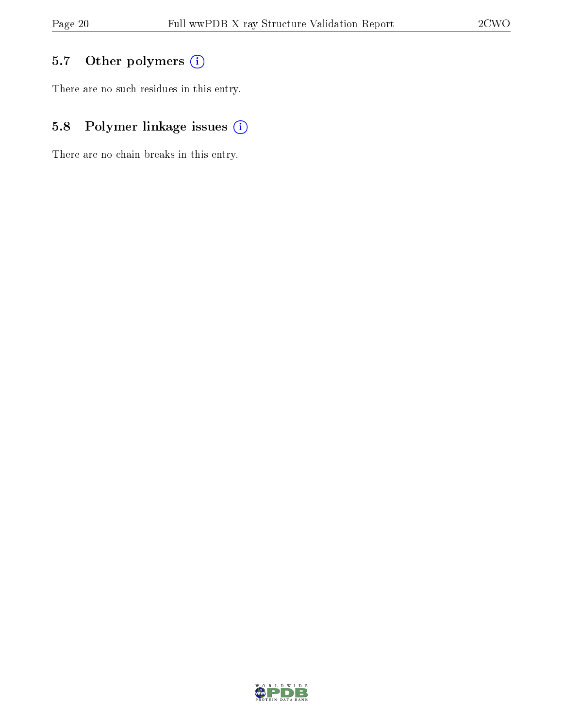### 5.7 Other polymers

There are no such residues in this entry.

### 5.8 Polymer linkage issues

There are no chain breaks in this entry.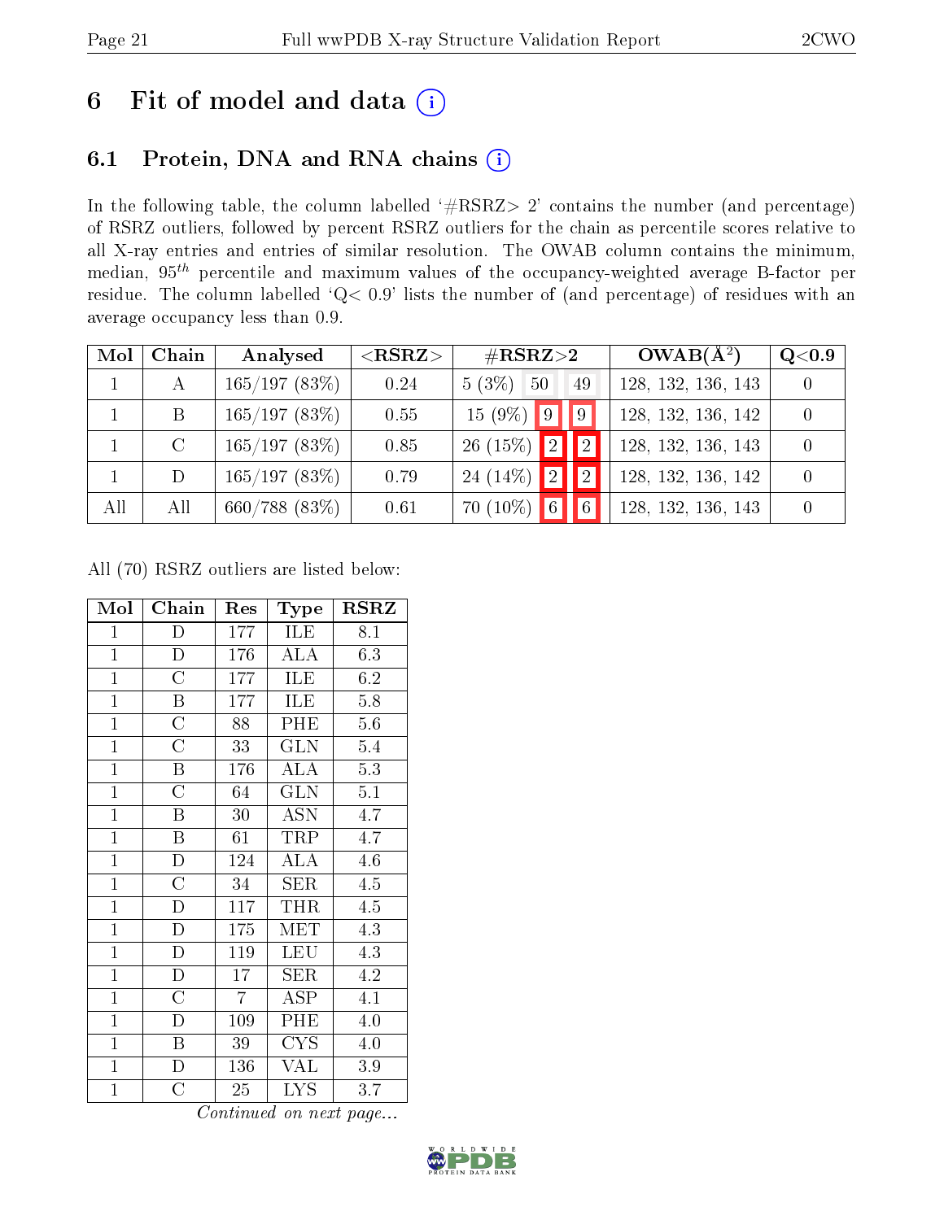# 6 Fit of model and data (i)

## 6.1 Protein, DNA and RNA chains (i)

In the following table, the column labelled '#RSRZ> 2' contains the number (and percentage) of RSRZ outliers, followed by percent RSRZ outliers for the chain as percentile scores relative to all X-ray entries and entries of similar resolution. The OWAB column contains the minimum, median, $95^{th}$ percentile and maximum values of the occupancy-weighted average B-factor per residue. The column labelled 'Q< 0.9' lists the number of (and percentage) of residues with an average occupancy less than 0.9.

| Mol | Chain | Analysed | <RSRZ> | #RSRZ>2 | | | OWAB(Å²) | Q<0.9 |
|---|---|---|---|---|---|---|---|---|
| 1 | A | 165/197 (83%) | 0.24 | 5 (3%) | 50 | 49 | 128, 132, 136, 143 | 0 |
| 1 | B | 165/197 (83%) | 0.55 | 15 (9%) | 9 | 9 | 128, 132, 136, 142 | 0 |
| 1 | C | 165/197 (83%) | 0.85 | 26 (15%) | 2 | 2 | 128, 132, 136, 143 | 0 |
| 1 | D | 165/197 (83%) | 0.79 | 24 (14%) | 2 | 2 | 128, 132, 136, 142 | 0 |
| All | All | 660/788 (83%) | 0.61 | 70 (10%) | 6 | 6 | 128, 132, 136, 143 | 0 |

All (70) RSRZ outliers are listed below:

| Mol | Chain | Res | Type | RSRZ |
|---|---|---|---|---|
| 1 | D | 177 | ILE | 8.1 |
| 1 | D | 176 | ALA | 6.3 |
| 1 | C | 177 | ILE | 6.2 |
| 1 | B | 177 | ILE | 5.8 |
| 1 | C | 88 | PHE | 5.6 |
| 1 | C | 33 | GLN | 5.4 |
| 1 | B | 176 | ALA | 5.3 |
| 1 | C | 64 | GLN | 5.1 |
| 1 | B | 30 | ASN | 4.7 |
| 1 | B | 61 | TRP | 4.7 |
| 1 | D | 124 | ALA | 4.6 |
| 1 | C | 34 | SER | 4.5 |
| 1 | D | 117 | THR | 4.5 |
| 1 | D | 175 | MET | 4.3 |
| 1 | D | 119 | LEU | 4.3 |
| 1 | D | 17 | SER | 4.2 |
| 1 | C | 7 | ASP | 4.1 |
| 1 | D | 109 | PHE | 4.0 |
| 1 | B | 39 | CYS | 4.0 |
| 1 | D | 136 | VAL | 3.9 |
| 1 | C | 25 | LYS | 3.7 |

*Continued on next page...*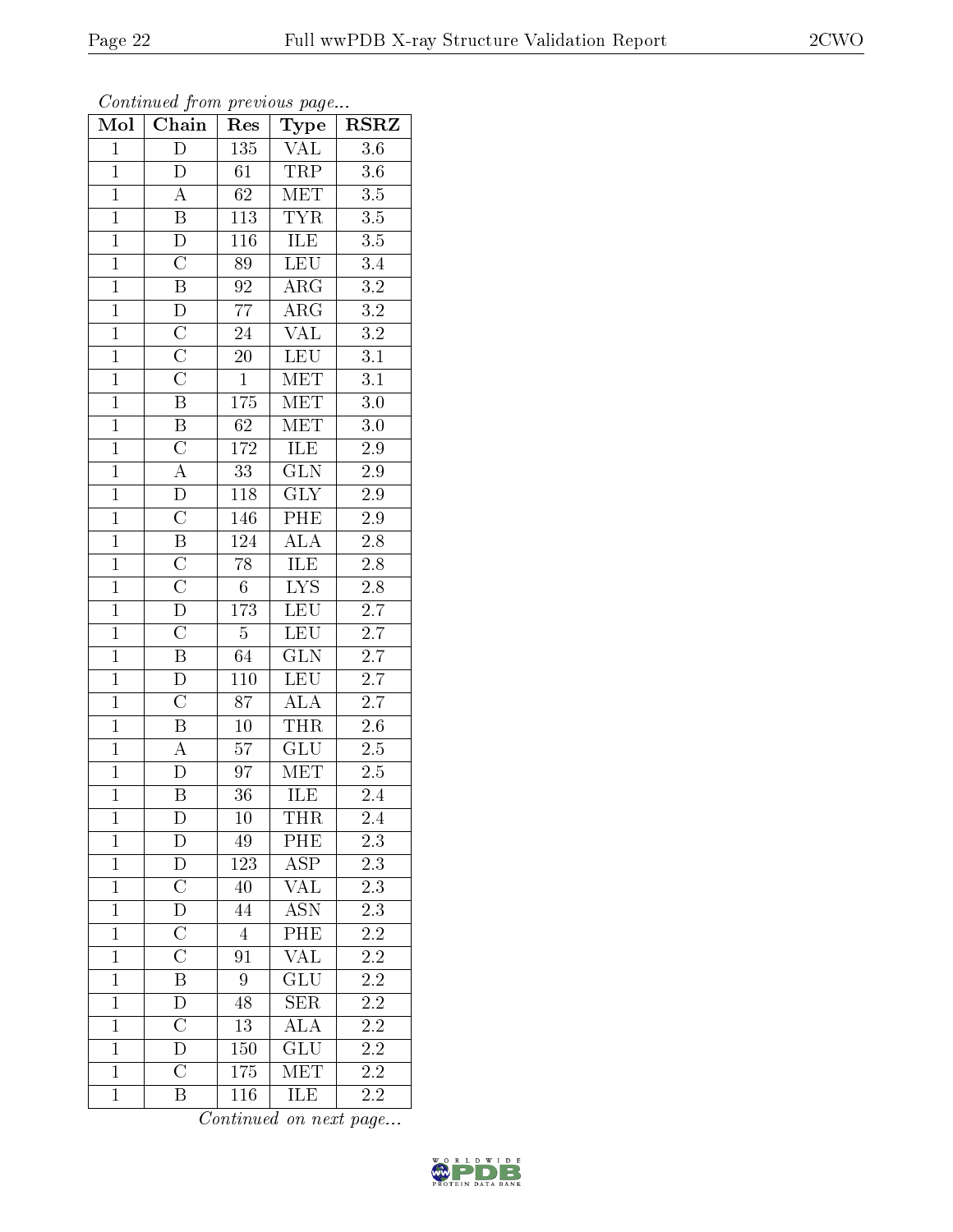*Continued from previous page...*

| Mol | Chain | Res | Type | RSRZ |
|---|---|---|---|---|
| 1 | D | 135 | VAL | 3.6 |
| 1 | D | 61 | TRP | 3.6 |
| 1 | A | 62 | MET | 3.5 |
| 1 | B | 113 | TYR | 3.5 |
| 1 | D | 116 | ILE | 3.5 |
| 1 | C | 89 | LEU | 3.4 |
| 1 | B | 92 | ARG | 3.2 |
| 1 | D | 77 | ARG | 3.2 |
| 1 | C | 24 | VAL | 3.2 |
| 1 | C | 20 | LEU | 3.1 |
| 1 | C | 1 | MET | 3.1 |
| 1 | B | 175 | MET | 3.0 |
| 1 | B | 62 | MET | 3.0 |
| 1 | C | 172 | ILE | 2.9 |
| 1 | A | 33 | GLN | 2.9 |
| 1 | D | 118 | GLY | 2.9 |
| 1 | C | 146 | PHE | 2.9 |
| 1 | B | 124 | ALA | 2.8 |
| 1 | C | 78 | ILE | 2.8 |
| 1 | C | 6 | LYS | 2.8 |
| 1 | D | 173 | LEU | 2.7 |
| 1 | C | 5 | LEU | 2.7 |
| 1 | B | 64 | GLN | 2.7 |
| 1 | D | 110 | LEU | 2.7 |
| 1 | C | 87 | ALA | 2.7 |
| 1 | B | 10 | THR | 2.6 |
| 1 | A | 57 | GLU | 2.5 |
| 1 | D | 97 | MET | 2.5 |
| 1 | B | 36 | ILE | 2.4 |
| 1 | D | 10 | THR | 2.4 |
| 1 | D | 49 | PHE | 2.3 |
| 1 | D | 123 | ASP | 2.3 |
| 1 | C | 40 | VAL | 2.3 |
| 1 | D | 44 | ASN | 2.3 |
| 1 | C | 4 | PHE | 2.2 |
| 1 | C | 91 | VAL | 2.2 |
| 1 | B | 9 | GLU | 2.2 |
| 1 | D | 48 | SER | 2.2 |
| 1 | C | 13 | ALA | 2.2 |
| 1 | D | 150 | GLU | 2.2 |
| 1 | C | 175 | MET | 2.2 |
| 1 | B | 116 | ILE | 2.2 |

*Continued on next page...*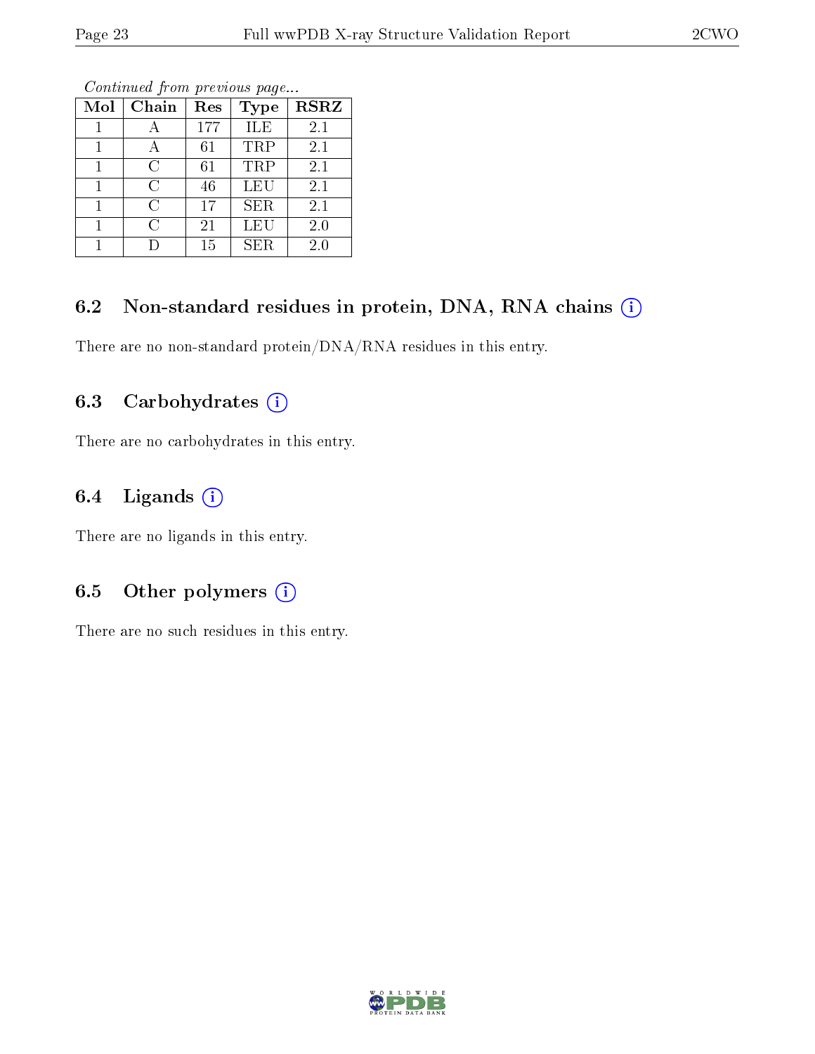*Continued from previous page...*

| Mol | Chain | Res | Type | RSRZ |
|---|---|---|---|---|
| 1 | A | 177 | ILE | 2.1 |
| 1 | A | 61 | TRP | 2.1 |
| 1 | C | 61 | TRP | 2.1 |
| 1 | C | 46 | LEU | 2.1 |
| 1 | C | 17 | SER | 2.1 |
| 1 | C | 21 | LEU | 2.0 |
| 1 | D | 15 | SER | 2.0 |

### 6.2 Non-standard residues in protein, DNA, RNA chains (i)

There are no non-standard protein/DNA/RNA residues in this entry.

### 6.3 Carbohydrates (i)

There are no carbohydrates in this entry.

### 6.4 Ligands (i)

There are no ligands in this entry.

### 6.5 Other polymers (i)

There are no such residues in this entry.